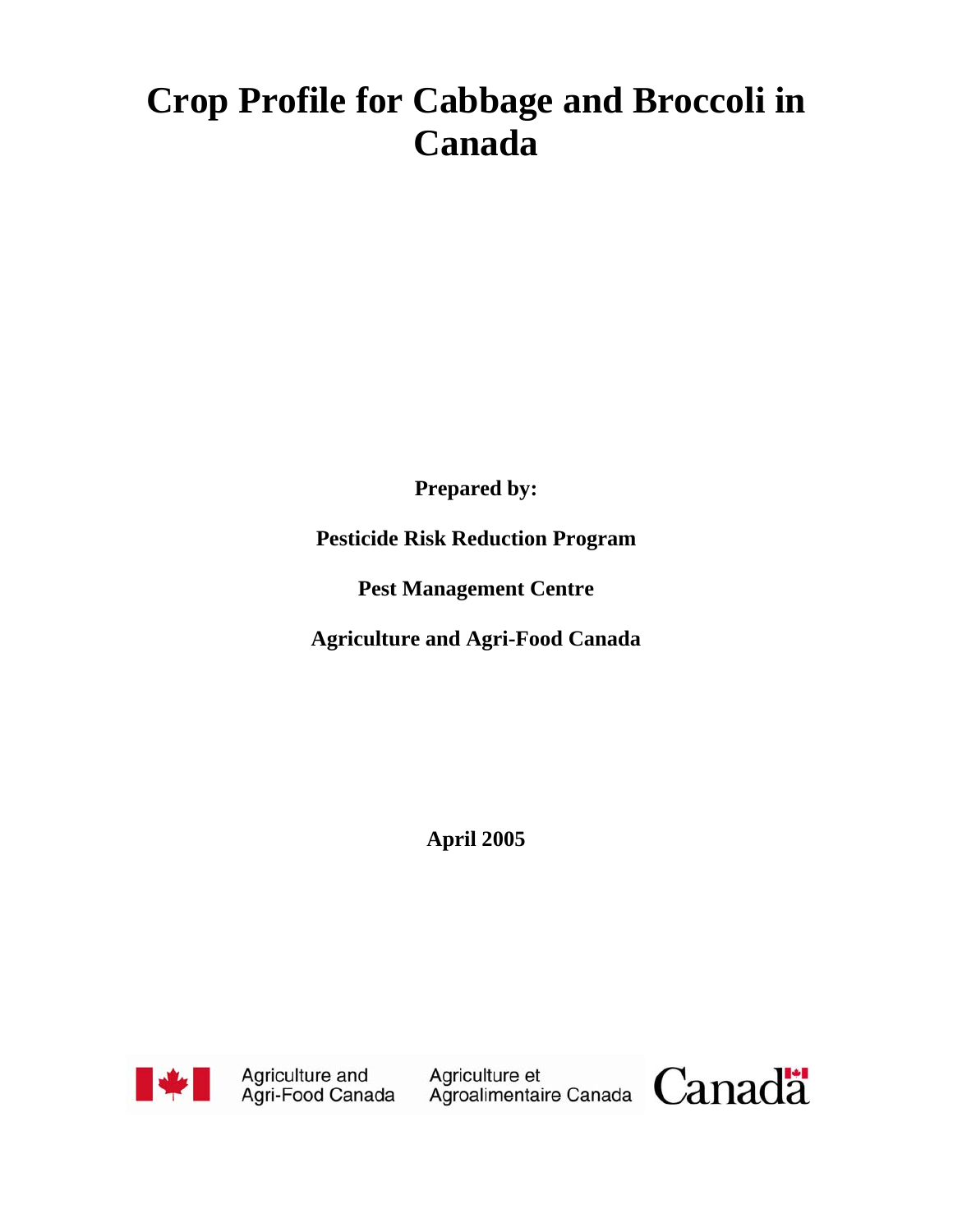# Crop Profile for Cabbage and Broccoli in Canada

**Prepared by:**

**Pesticide Risk Reduction Program**

**Pest Management Centre**

**Agriculture and Agri-Food Canada**

**April 2005**

Agriculture and Agri-Food Canada    Agriculture et Agroalimentaire Canada    Canada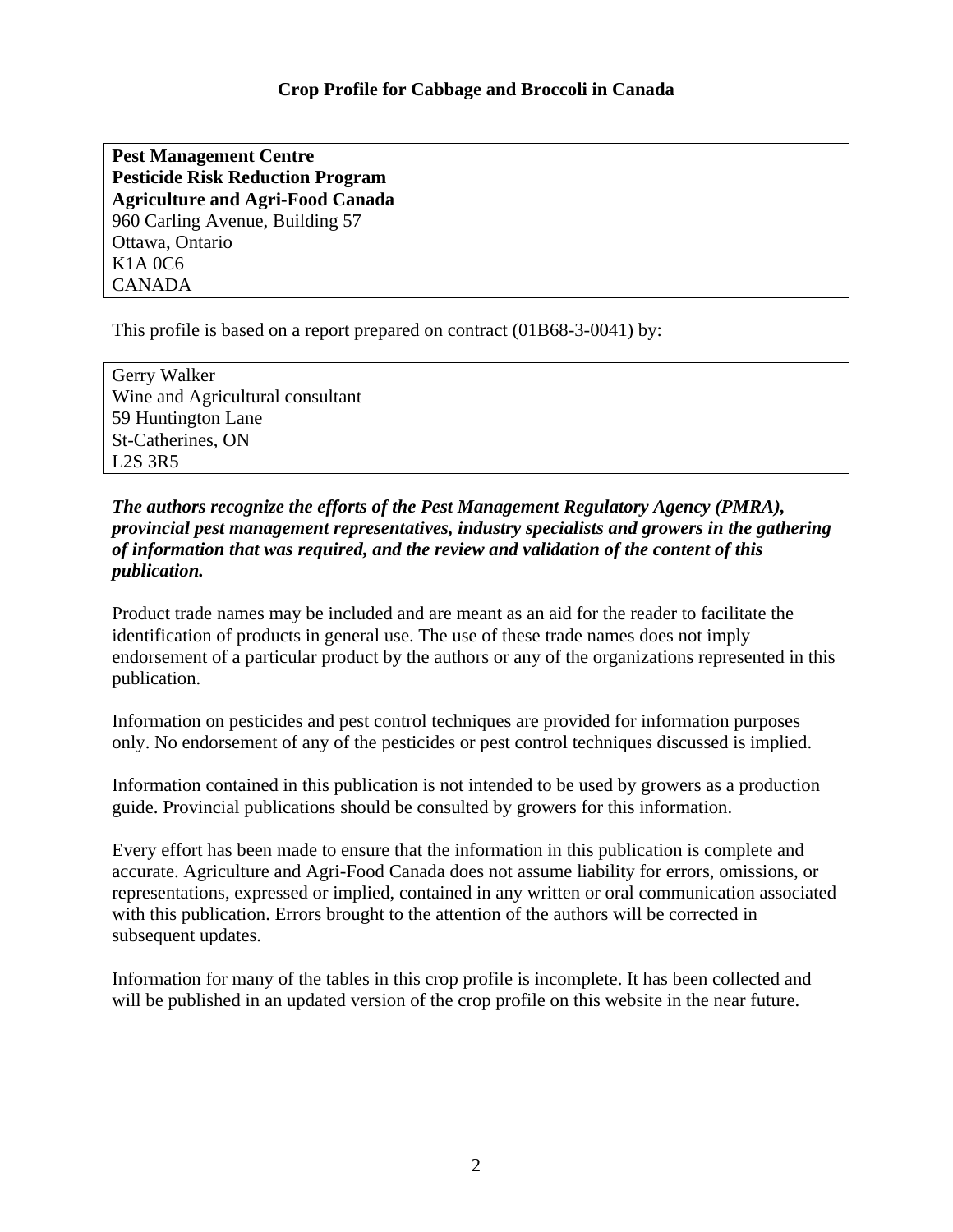# Crop Profile for Cabbage and Broccoli in Canada

**Pest Management Centre**
**Pesticide Risk Reduction Program**
**Agriculture and Agri-Food Canada**
960 Carling Avenue, Building 57
Ottawa, Ontario
K1A 0C6
CANADA

This profile is based on a report prepared on contract (01B68-3-0041) by:

Gerry Walker
Wine and Agricultural consultant
59 Huntington Lane
St-Catherines, ON
L2S 3R5

***The authors recognize the efforts of the Pest Management Regulatory Agency (PMRA), provincial pest management representatives, industry specialists and growers in the gathering of information that was required, and the review and validation of the content of this publication.***

Product trade names may be included and are meant as an aid for the reader to facilitate the identification of products in general use. The use of these trade names does not imply endorsement of a particular product by the authors or any of the organizations represented in this publication.

Information on pesticides and pest control techniques are provided for information purposes only. No endorsement of any of the pesticides or pest control techniques discussed is implied.

Information contained in this publication is not intended to be used by growers as a production guide. Provincial publications should be consulted by growers for this information.

Every effort has been made to ensure that the information in this publication is complete and accurate. Agriculture and Agri-Food Canada does not assume liability for errors, omissions, or representations, expressed or implied, contained in any written or oral communication associated with this publication. Errors brought to the attention of the authors will be corrected in subsequent updates.

Information for many of the tables in this crop profile is incomplete. It has been collected and will be published in an updated version of the crop profile on this website in the near future.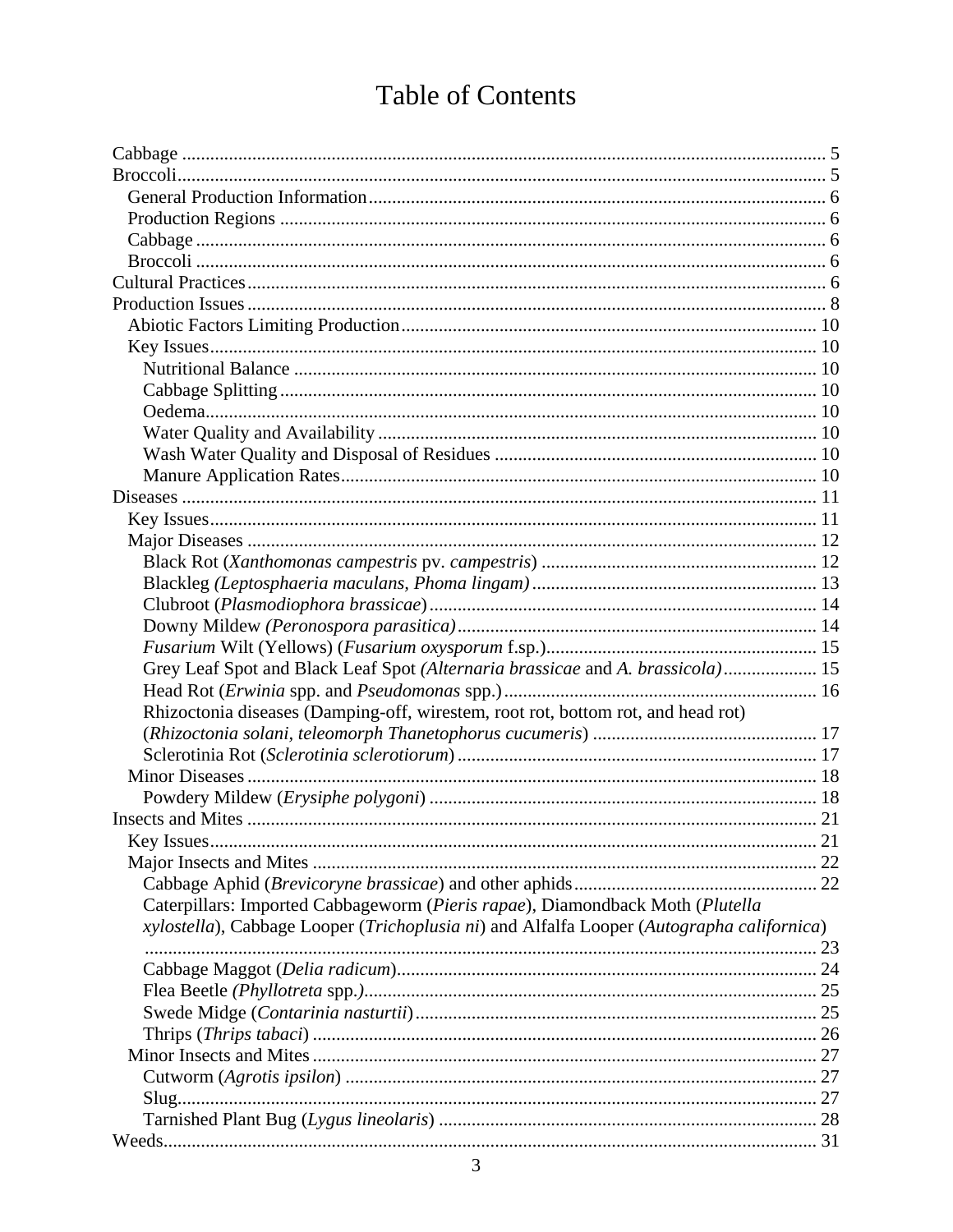# Table of Contents

- Cabbage ..... 5
- Broccoli ..... 5
  - General Production Information ..... 6
  - Production Regions ..... 6
  - Cabbage ..... 6
  - Broccoli ..... 6
- Cultural Practices ..... 6
- Production Issues ..... 8
  - Abiotic Factors Limiting Production ..... 10
  - Key Issues ..... 10
    - Nutritional Balance ..... 10
    - Cabbage Splitting ..... 10
    - Oedema ..... 10
    - Water Quality and Availability ..... 10
    - Wash Water Quality and Disposal of Residues ..... 10
    - Manure Application Rates ..... 10
- Diseases ..... 11
  - Key Issues ..... 11
  - Major Diseases ..... 12
    - Black Rot (*Xanthomonas campestris* pv. *campestris*) ..... 12
    - Blackleg *(Leptosphaeria maculans, Phoma lingam)* ..... 13
    - Clubroot (*Plasmodiophora brassicae*) ..... 14
    - Downy Mildew *(Peronospora parasitica)* ..... 14
    - *Fusarium* Wilt (Yellows) (*Fusarium oxysporum* f.sp.) ..... 15
    - Grey Leaf Spot and Black Leaf Spot *(Alternaria brassicae* and *A. brassicola)* ..... 15
    - Head Rot (*Erwinia* spp. and *Pseudomonas* spp.) ..... 16
    - Rhizoctonia diseases (Damping-off, wirestem, root rot, bottom rot, and head rot) (*Rhizoctonia solani, teleomorph Thanetophorus cucumeris*) ..... 17
    - Sclerotinia Rot (*Sclerotinia sclerotiorum*) ..... 17
  - Minor Diseases ..... 18
    - Powdery Mildew (*Erysiphe polygoni*) ..... 18
- Insects and Mites ..... 21
  - Key Issues ..... 21
  - Major Insects and Mites ..... 22
    - Cabbage Aphid (*Brevicoryne brassicae*) and other aphids ..... 22
    - Caterpillars: Imported Cabbageworm (*Pieris rapae*), Diamondback Moth (*Plutella xylostella*), Cabbage Looper (*Trichoplusia ni*) and Alfalfa Looper (*Autographa californica*) ..... 23
    - Cabbage Maggot (*Delia radicum*) ..... 24
    - Flea Beetle *(Phyllotreta* spp.*)* ..... 25
    - Swede Midge (*Contarinia nasturtii*) ..... 25
    - Thrips (*Thrips tabaci*) ..... 26
  - Minor Insects and Mites ..... 27
    - Cutworm (*Agrotis ipsilon*) ..... 27
    - Slug ..... 27
    - Tarnished Plant Bug (*Lygus lineolaris*) ..... 28
- Weeds ..... 31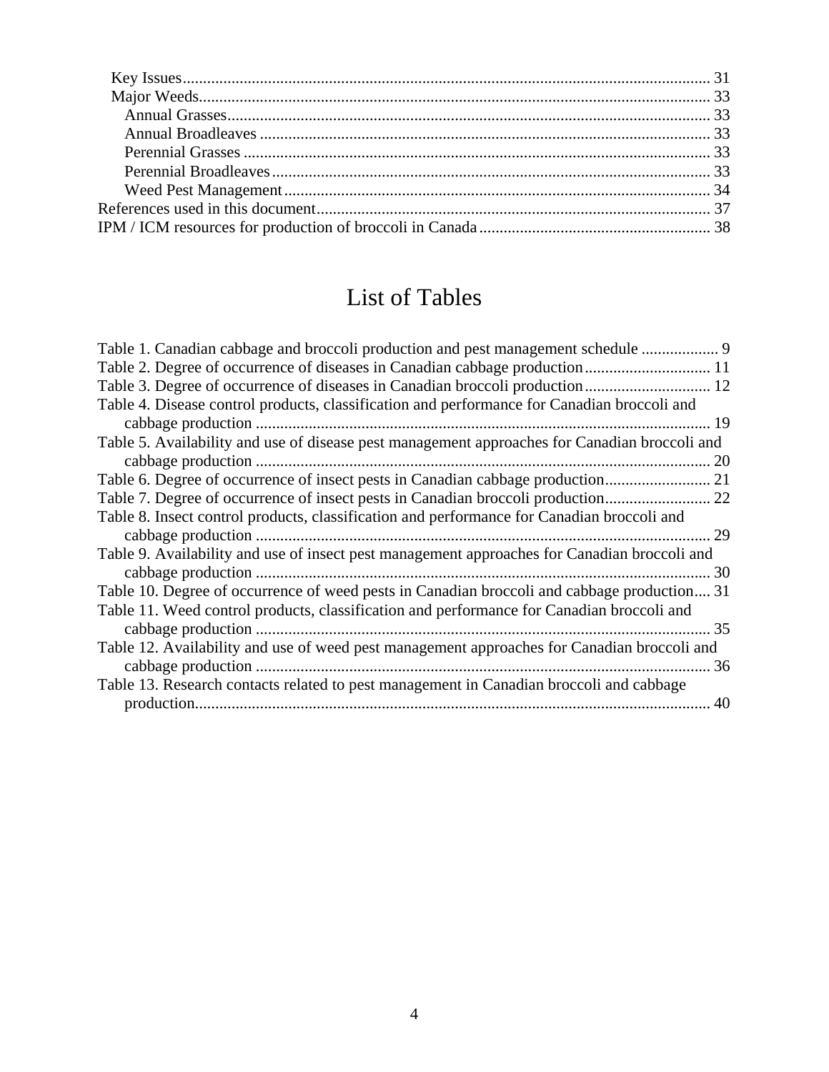- Key Issues ... 31
- Major Weeds ... 33
  - Annual Grasses ... 33
  - Annual Broadleaves ... 33
  - Perennial Grasses ... 33
  - Perennial Broadleaves ... 33
  - Weed Pest Management ... 34

References used in this document ... 37

IPM / ICM resources for production of broccoli in Canada ... 38

# List of Tables

Table 1. Canadian cabbage and broccoli production and pest management schedule ... 9

Table 2. Degree of occurrence of diseases in Canadian cabbage production ... 11

Table 3. Degree of occurrence of diseases in Canadian broccoli production ... 12

Table 4. Disease control products, classification and performance for Canadian broccoli and cabbage production ... 19

Table 5. Availability and use of disease pest management approaches for Canadian broccoli and cabbage production ... 20

Table 6. Degree of occurrence of insect pests in Canadian cabbage production ... 21

Table 7. Degree of occurrence of insect pests in Canadian broccoli production ... 22

Table 8. Insect control products, classification and performance for Canadian broccoli and cabbage production ... 29

Table 9. Availability and use of insect pest management approaches for Canadian broccoli and cabbage production ... 30

Table 10. Degree of occurrence of weed pests in Canadian broccoli and cabbage production ... 31

Table 11. Weed control products, classification and performance for Canadian broccoli and cabbage production ... 35

Table 12. Availability and use of weed pest management approaches for Canadian broccoli and cabbage production ... 36

Table 13. Research contacts related to pest management in Canadian broccoli and cabbage production ... 40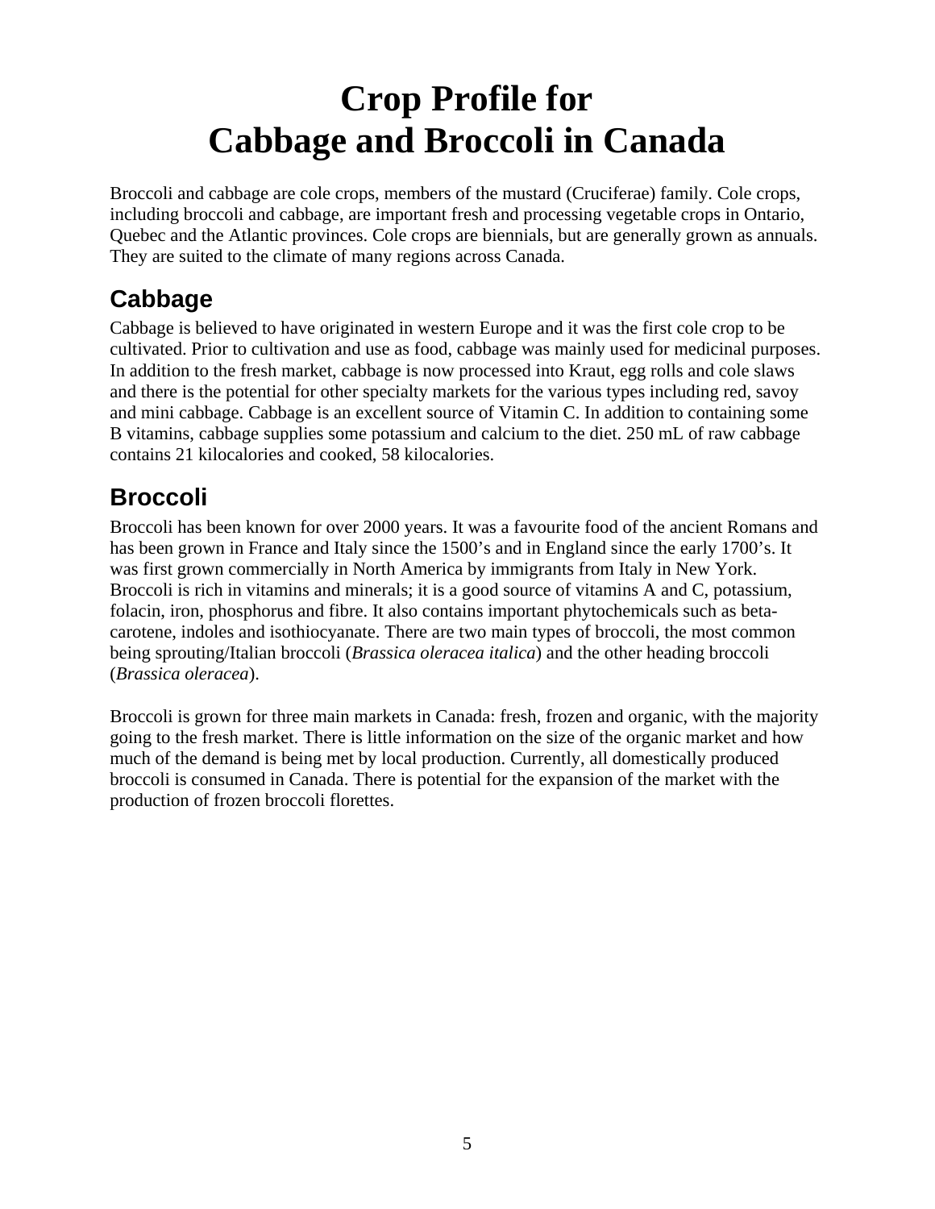# Crop Profile for Cabbage and Broccoli in Canada

Broccoli and cabbage are cole crops, members of the mustard (Cruciferae) family. Cole crops, including broccoli and cabbage, are important fresh and processing vegetable crops in Ontario, Quebec and the Atlantic provinces. Cole crops are biennials, but are generally grown as annuals. They are suited to the climate of many regions across Canada.

## Cabbage

Cabbage is believed to have originated in western Europe and it was the first cole crop to be cultivated. Prior to cultivation and use as food, cabbage was mainly used for medicinal purposes. In addition to the fresh market, cabbage is now processed into Kraut, egg rolls and cole slaws and there is the potential for other specialty markets for the various types including red, savoy and mini cabbage. Cabbage is an excellent source of Vitamin C. In addition to containing some B vitamins, cabbage supplies some potassium and calcium to the diet. 250 mL of raw cabbage contains 21 kilocalories and cooked, 58 kilocalories.

## Broccoli

Broccoli has been known for over 2000 years. It was a favourite food of the ancient Romans and has been grown in France and Italy since the 1500's and in England since the early 1700's. It was first grown commercially in North America by immigrants from Italy in New York. Broccoli is rich in vitamins and minerals; it is a good source of vitamins A and C, potassium, folacin, iron, phosphorus and fibre. It also contains important phytochemicals such as beta-carotene, indoles and isothiocyanate. There are two main types of broccoli, the most common being sprouting/Italian broccoli (*Brassica oleracea italica*) and the other heading broccoli (*Brassica oleracea*).

Broccoli is grown for three main markets in Canada: fresh, frozen and organic, with the majority going to the fresh market. There is little information on the size of the organic market and how much of the demand is being met by local production. Currently, all domestically produced broccoli is consumed in Canada. There is potential for the expansion of the market with the production of frozen broccoli florettes.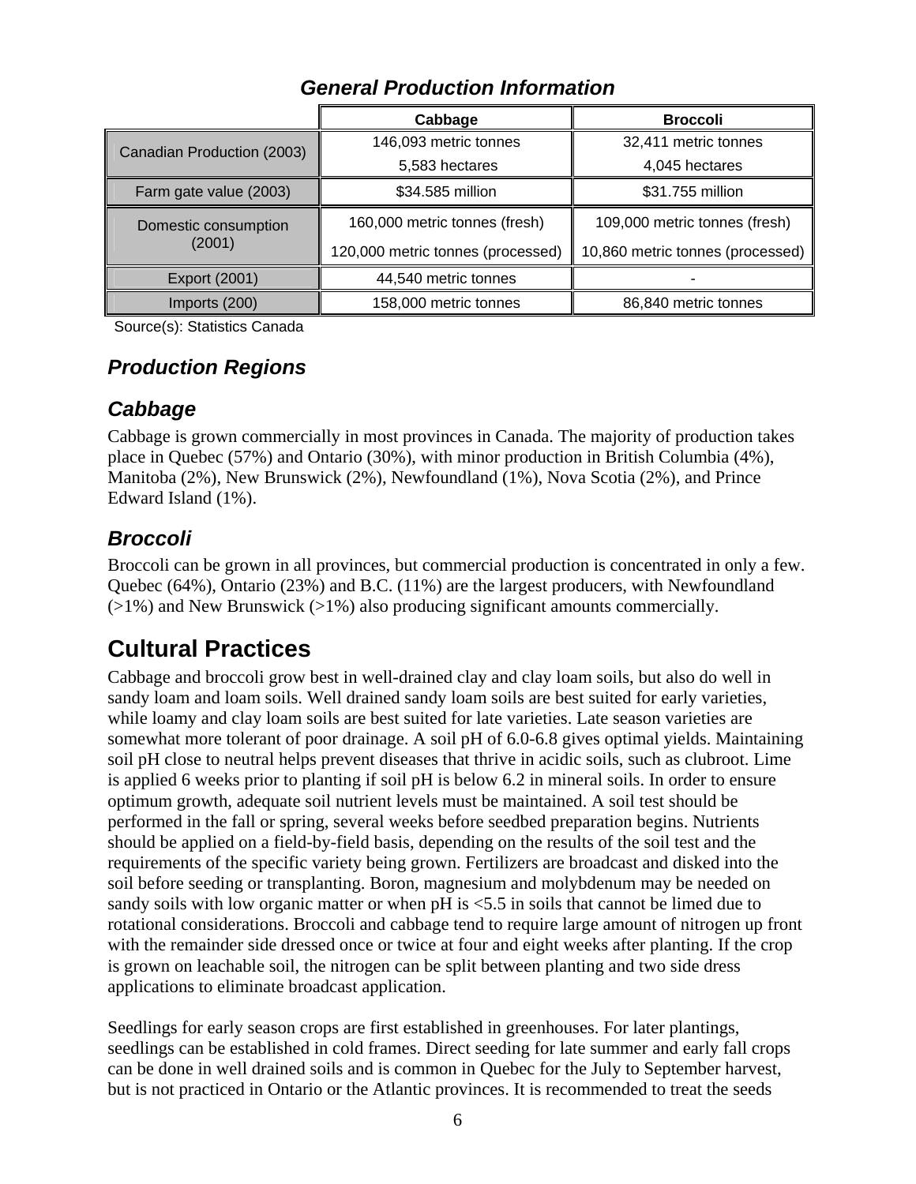## *General Production Information*

| | Cabbage | Broccoli |
|---|---|---|
| Canadian Production (2003) | 146,093 metric tonnes<br>5,583 hectares | 32,411 metric tonnes<br>4,045 hectares |
| Farm gate value (2003) | $34.585 million | $31.755 million |
| Domestic consumption (2001) | 160,000 metric tonnes (fresh)<br>120,000 metric tonnes (processed) | 109,000 metric tonnes (fresh)<br>10,860 metric tonnes (processed) |
| Export (2001) | 44,540 metric tonnes | - |
| Imports (200) | 158,000 metric tonnes | 86,840 metric tonnes |

Source(s): Statistics Canada

## *Production Regions*

### *Cabbage*

Cabbage is grown commercially in most provinces in Canada. The majority of production takes place in Quebec (57%) and Ontario (30%), with minor production in British Columbia (4%), Manitoba (2%), New Brunswick (2%), Newfoundland (1%), Nova Scotia (2%), and Prince Edward Island (1%).

### *Broccoli*

Broccoli can be grown in all provinces, but commercial production is concentrated in only a few. Quebec (64%), Ontario (23%) and B.C. (11%) are the largest producers, with Newfoundland (>1%) and New Brunswick (>1%) also producing significant amounts commercially.

# Cultural Practices

Cabbage and broccoli grow best in well-drained clay and clay loam soils, but also do well in sandy loam and loam soils. Well drained sandy loam soils are best suited for early varieties, while loamy and clay loam soils are best suited for late varieties. Late season varieties are somewhat more tolerant of poor drainage. A soil pH of 6.0-6.8 gives optimal yields. Maintaining soil pH close to neutral helps prevent diseases that thrive in acidic soils, such as clubroot. Lime is applied 6 weeks prior to planting if soil pH is below 6.2 in mineral soils. In order to ensure optimum growth, adequate soil nutrient levels must be maintained. A soil test should be performed in the fall or spring, several weeks before seedbed preparation begins. Nutrients should be applied on a field-by-field basis, depending on the results of the soil test and the requirements of the specific variety being grown. Fertilizers are broadcast and disked into the soil before seeding or transplanting. Boron, magnesium and molybdenum may be needed on sandy soils with low organic matter or when pH is <5.5 in soils that cannot be limed due to rotational considerations. Broccoli and cabbage tend to require large amount of nitrogen up front with the remainder side dressed once or twice at four and eight weeks after planting. If the crop is grown on leachable soil, the nitrogen can be split between planting and two side dress applications to eliminate broadcast application.

Seedlings for early season crops are first established in greenhouses. For later plantings, seedlings can be established in cold frames. Direct seeding for late summer and early fall crops can be done in well drained soils and is common in Quebec for the July to September harvest, but is not practiced in Ontario or the Atlantic provinces. It is recommended to treat the seeds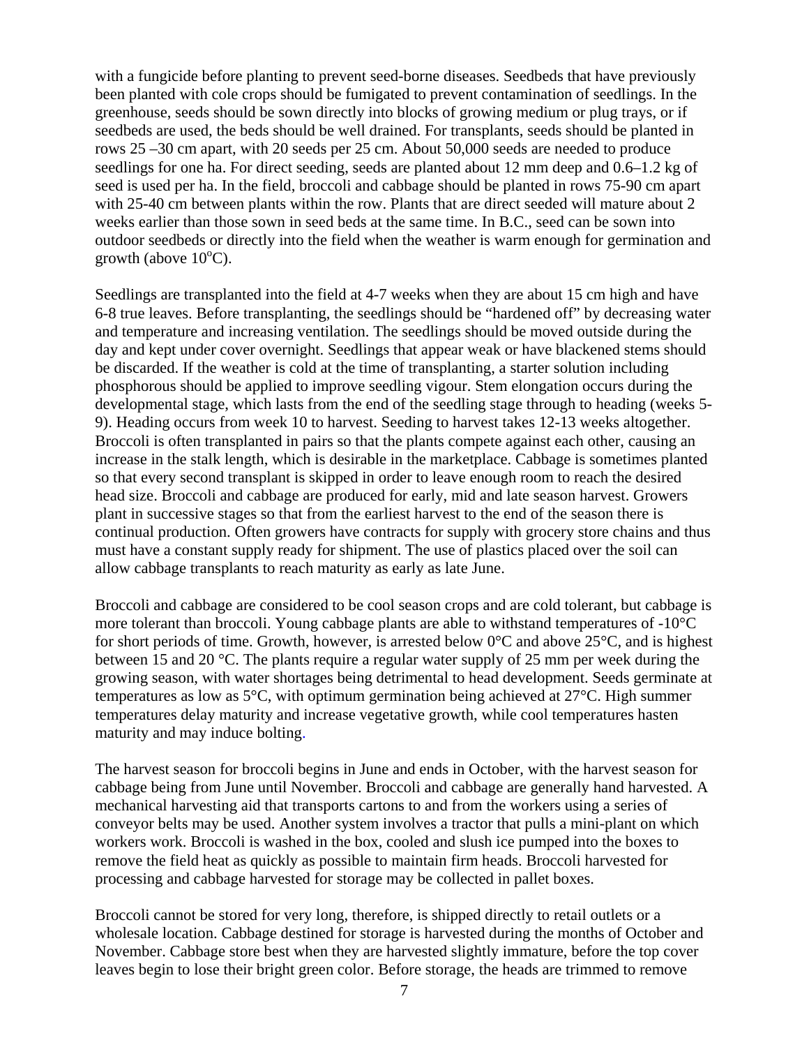with a fungicide before planting to prevent seed-borne diseases. Seedbeds that have previously been planted with cole crops should be fumigated to prevent contamination of seedlings. In the greenhouse, seeds should be sown directly into blocks of growing medium or plug trays, or if seedbeds are used, the beds should be well drained. For transplants, seeds should be planted in rows 25 –30 cm apart, with 20 seeds per 25 cm. About 50,000 seeds are needed to produce seedlings for one ha. For direct seeding, seeds are planted about 12 mm deep and 0.6–1.2 kg of seed is used per ha. In the field, broccoli and cabbage should be planted in rows 75-90 cm apart with 25-40 cm between plants within the row. Plants that are direct seeded will mature about 2 weeks earlier than those sown in seed beds at the same time. In B.C., seed can be sown into outdoor seedbeds or directly into the field when the weather is warm enough for germination and growth (above 10°C).

Seedlings are transplanted into the field at 4-7 weeks when they are about 15 cm high and have 6-8 true leaves. Before transplanting, the seedlings should be "hardened off" by decreasing water and temperature and increasing ventilation. The seedlings should be moved outside during the day and kept under cover overnight. Seedlings that appear weak or have blackened stems should be discarded. If the weather is cold at the time of transplanting, a starter solution including phosphorous should be applied to improve seedling vigour. Stem elongation occurs during the developmental stage, which lasts from the end of the seedling stage through to heading (weeks 5-9). Heading occurs from week 10 to harvest. Seeding to harvest takes 12-13 weeks altogether. Broccoli is often transplanted in pairs so that the plants compete against each other, causing an increase in the stalk length, which is desirable in the marketplace. Cabbage is sometimes planted so that every second transplant is skipped in order to leave enough room to reach the desired head size. Broccoli and cabbage are produced for early, mid and late season harvest. Growers plant in successive stages so that from the earliest harvest to the end of the season there is continual production. Often growers have contracts for supply with grocery store chains and thus must have a constant supply ready for shipment. The use of plastics placed over the soil can allow cabbage transplants to reach maturity as early as late June.

Broccoli and cabbage are considered to be cool season crops and are cold tolerant, but cabbage is more tolerant than broccoli. Young cabbage plants are able to withstand temperatures of -10°C for short periods of time. Growth, however, is arrested below 0°C and above 25°C, and is highest between 15 and 20 °C. The plants require a regular water supply of 25 mm per week during the growing season, with water shortages being detrimental to head development. Seeds germinate at temperatures as low as 5°C, with optimum germination being achieved at 27°C. High summer temperatures delay maturity and increase vegetative growth, while cool temperatures hasten maturity and may induce bolting.

The harvest season for broccoli begins in June and ends in October, with the harvest season for cabbage being from June until November. Broccoli and cabbage are generally hand harvested. A mechanical harvesting aid that transports cartons to and from the workers using a series of conveyor belts may be used. Another system involves a tractor that pulls a mini-plant on which workers work. Broccoli is washed in the box, cooled and slush ice pumped into the boxes to remove the field heat as quickly as possible to maintain firm heads. Broccoli harvested for processing and cabbage harvested for storage may be collected in pallet boxes.

Broccoli cannot be stored for very long, therefore, is shipped directly to retail outlets or a wholesale location. Cabbage destined for storage is harvested during the months of October and November. Cabbage store best when they are harvested slightly immature, before the top cover leaves begin to lose their bright green color. Before storage, the heads are trimmed to remove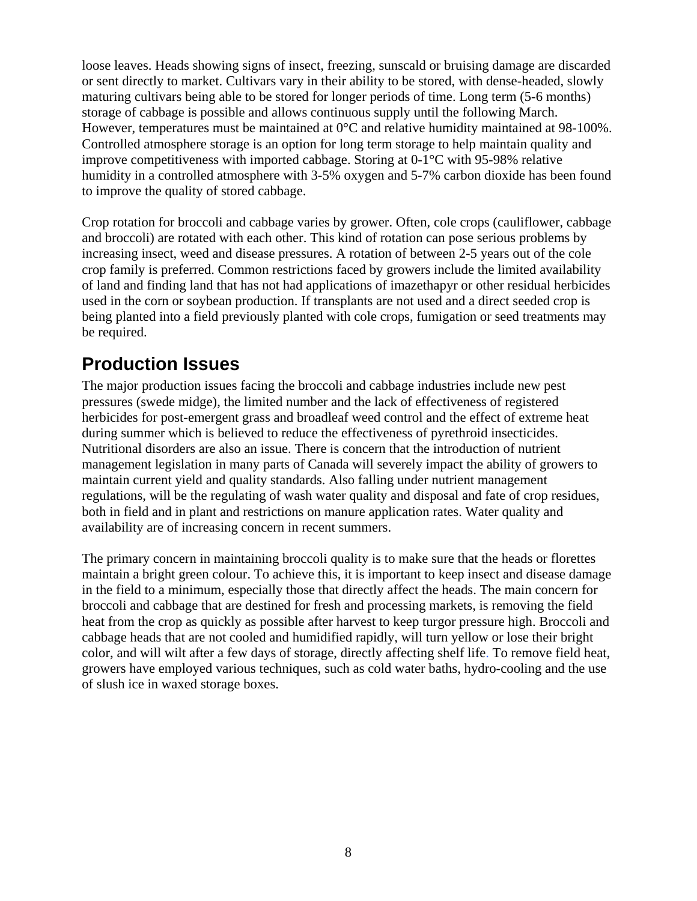loose leaves. Heads showing signs of insect, freezing, sunscald or bruising damage are discarded or sent directly to market. Cultivars vary in their ability to be stored, with dense-headed, slowly maturing cultivars being able to be stored for longer periods of time. Long term (5-6 months) storage of cabbage is possible and allows continuous supply until the following March. However, temperatures must be maintained at 0°C and relative humidity maintained at 98-100%. Controlled atmosphere storage is an option for long term storage to help maintain quality and improve competitiveness with imported cabbage. Storing at 0-1°C with 95-98% relative humidity in a controlled atmosphere with 3-5% oxygen and 5-7% carbon dioxide has been found to improve the quality of stored cabbage.

Crop rotation for broccoli and cabbage varies by grower. Often, cole crops (cauliflower, cabbage and broccoli) are rotated with each other. This kind of rotation can pose serious problems by increasing insect, weed and disease pressures. A rotation of between 2-5 years out of the cole crop family is preferred. Common restrictions faced by growers include the limited availability of land and finding land that has not had applications of imazethapyr or other residual herbicides used in the corn or soybean production. If transplants are not used and a direct seeded crop is being planted into a field previously planted with cole crops, fumigation or seed treatments may be required.

## Production Issues

The major production issues facing the broccoli and cabbage industries include new pest pressures (swede midge), the limited number and the lack of effectiveness of registered herbicides for post-emergent grass and broadleaf weed control and the effect of extreme heat during summer which is believed to reduce the effectiveness of pyrethroid insecticides. Nutritional disorders are also an issue. There is concern that the introduction of nutrient management legislation in many parts of Canada will severely impact the ability of growers to maintain current yield and quality standards. Also falling under nutrient management regulations, will be the regulating of wash water quality and disposal and fate of crop residues, both in field and in plant and restrictions on manure application rates. Water quality and availability are of increasing concern in recent summers.

The primary concern in maintaining broccoli quality is to make sure that the heads or florettes maintain a bright green colour. To achieve this, it is important to keep insect and disease damage in the field to a minimum, especially those that directly affect the heads. The main concern for broccoli and cabbage that are destined for fresh and processing markets, is removing the field heat from the crop as quickly as possible after harvest to keep turgor pressure high. Broccoli and cabbage heads that are not cooled and humidified rapidly, will turn yellow or lose their bright color, and will wilt after a few days of storage, directly affecting shelf life. To remove field heat, growers have employed various techniques, such as cold water baths, hydro-cooling and the use of slush ice in waxed storage boxes.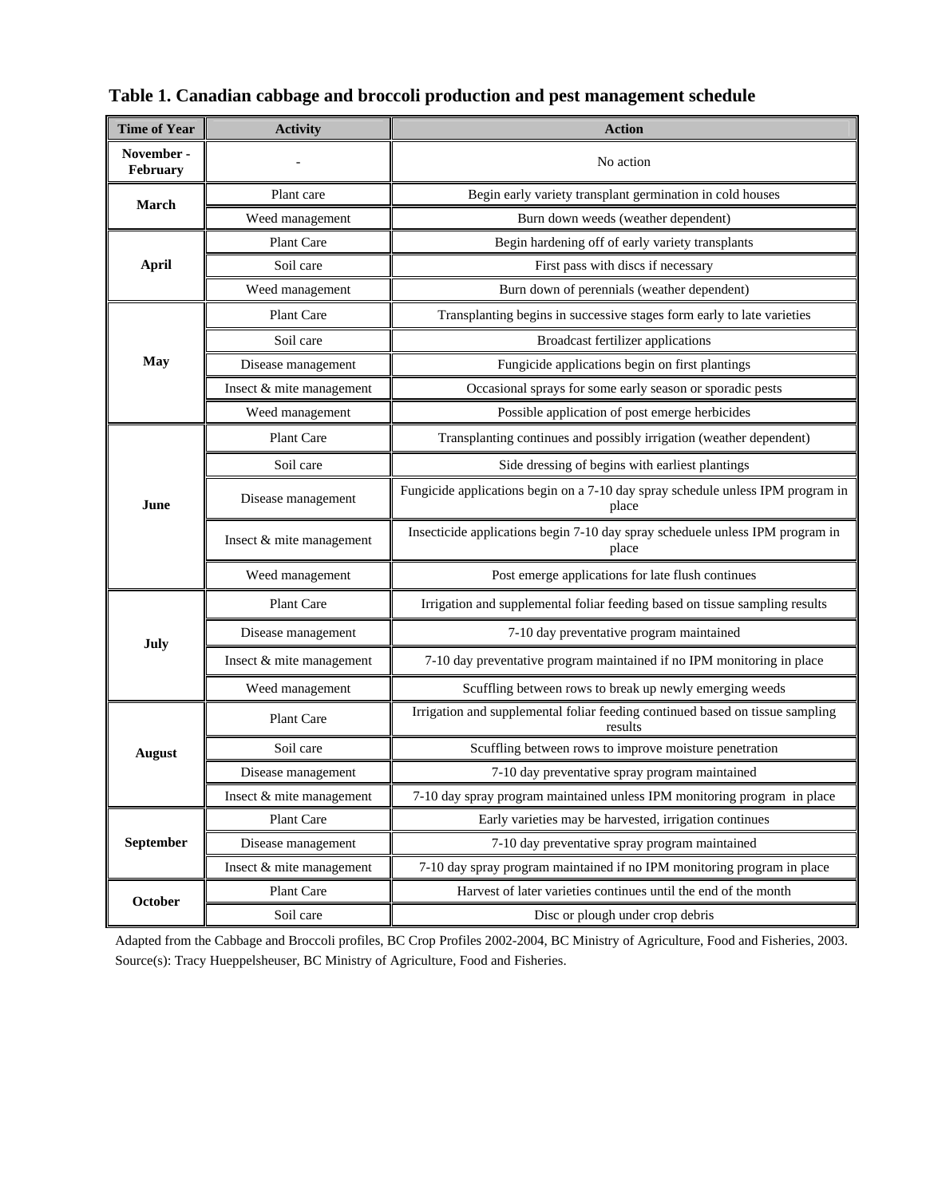**Table 1. Canadian cabbage and broccoli production and pest management schedule**

| Time of Year | Activity | Action |
| --- | --- | --- |
| November - February | - | No action |
| March | Plant care | Begin early variety transplant germination in cold houses |
| | Weed management | Burn down weeds (weather dependent) |
| April | Plant Care | Begin hardening off of early variety transplants |
| | Soil care | First pass with discs if necessary |
| | Weed management | Burn down of perennials (weather dependent) |
| May | Plant Care | Transplanting begins in successive stages form early to late varieties |
| | Soil care | Broadcast fertilizer applications |
| | Disease management | Fungicide applications begin on first plantings |
| | Insect & mite management | Occasional sprays for some early season or sporadic pests |
| | Weed management | Possible application of post emerge herbicides |
| June | Plant Care | Transplanting continues and possibly irrigation (weather dependent) |
| | Soil care | Side dressing of begins with earliest plantings |
| | Disease management | Fungicide applications begin on a 7-10 day spray schedule unless IPM program in place |
| | Insect & mite management | Insecticide applications begin 7-10 day spray scheduele unless IPM program in place |
| | Weed management | Post emerge applications for late flush continues |
| July | Plant Care | Irrigation and supplemental foliar feeding based on tissue sampling results |
| | Disease management | 7-10 day preventative program maintained |
| | Insect & mite management | 7-10 day preventative program maintained if no IPM monitoring in place |
| | Weed management | Scuffling between rows to break up newly emerging weeds |
| August | Plant Care | Irrigation and supplemental foliar feeding continued based on tissue sampling results |
| | Soil care | Scuffling between rows to improve moisture penetration |
| | Disease management | 7-10 day preventative spray program maintained |
| | Insect & mite management | 7-10 day spray program maintained unless IPM monitoring program in place |
| September | Plant Care | Early varieties may be harvested, irrigation continues |
| | Disease management | 7-10 day preventative spray program maintained |
| | Insect & mite management | 7-10 day spray program maintained if no IPM monitoring program in place |
| October | Plant Care | Harvest of later varieties continues until the end of the month |
| | Soil care | Disc or plough under crop debris |

Adapted from the Cabbage and Broccoli profiles, BC Crop Profiles 2002-2004, BC Ministry of Agriculture, Food and Fisheries, 2003.
Source(s): Tracy Hueppelsheuser, BC Ministry of Agriculture, Food and Fisheries.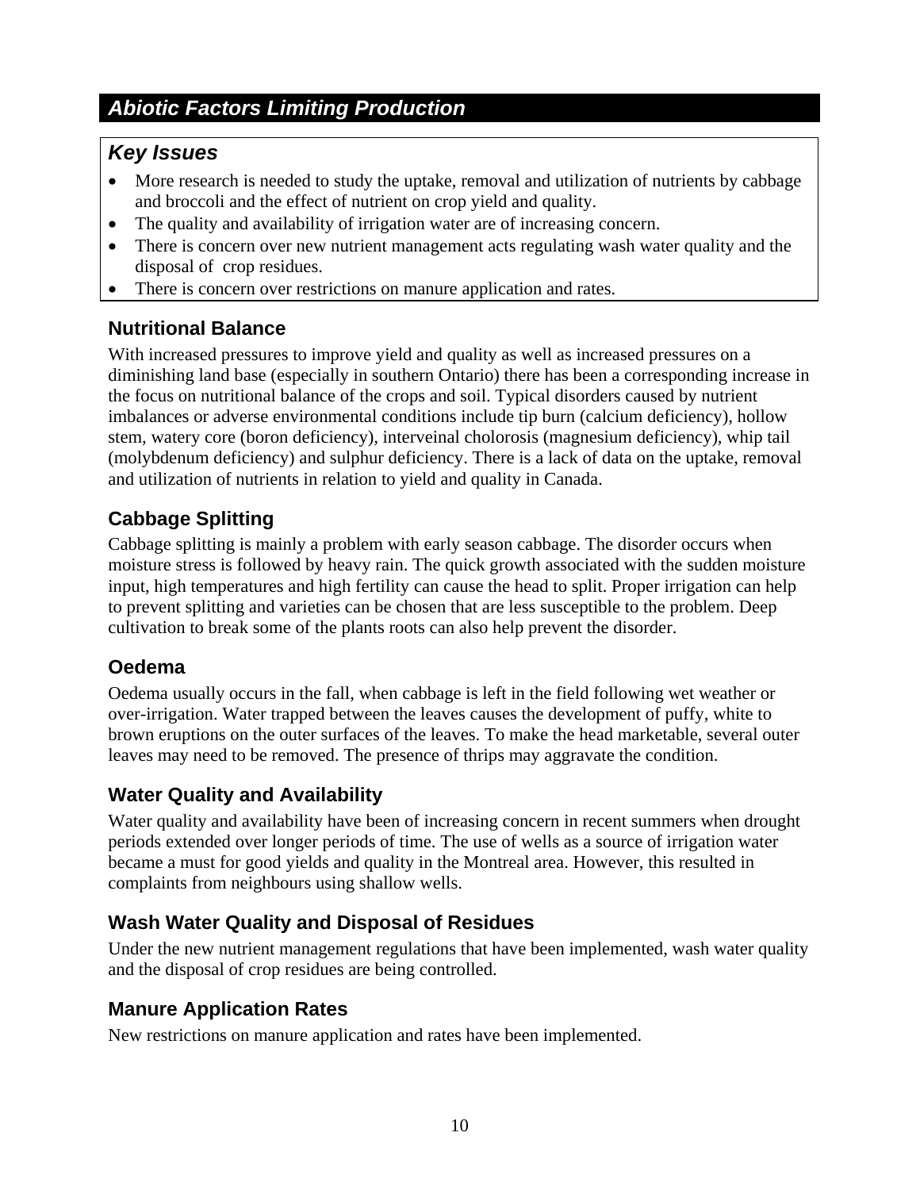## *Abiotic Factors Limiting Production*

### *Key Issues*

- More research is needed to study the uptake, removal and utilization of nutrients by cabbage and broccoli and the effect of nutrient on crop yield and quality.
- The quality and availability of irrigation water are of increasing concern.
- There is concern over new nutrient management acts regulating wash water quality and the disposal of crop residues.
- There is concern over restrictions on manure application and rates.

### Nutritional Balance

With increased pressures to improve yield and quality as well as increased pressures on a diminishing land base (especially in southern Ontario) there has been a corresponding increase in the focus on nutritional balance of the crops and soil. Typical disorders caused by nutrient imbalances or adverse environmental conditions include tip burn (calcium deficiency), hollow stem, watery core (boron deficiency), interveinal cholorosis (magnesium deficiency), whip tail (molybdenum deficiency) and sulphur deficiency. There is a lack of data on the uptake, removal and utilization of nutrients in relation to yield and quality in Canada.

### Cabbage Splitting

Cabbage splitting is mainly a problem with early season cabbage. The disorder occurs when moisture stress is followed by heavy rain. The quick growth associated with the sudden moisture input, high temperatures and high fertility can cause the head to split. Proper irrigation can help to prevent splitting and varieties can be chosen that are less susceptible to the problem. Deep cultivation to break some of the plants roots can also help prevent the disorder.

### Oedema

Oedema usually occurs in the fall, when cabbage is left in the field following wet weather or over-irrigation. Water trapped between the leaves causes the development of puffy, white to brown eruptions on the outer surfaces of the leaves. To make the head marketable, several outer leaves may need to be removed. The presence of thrips may aggravate the condition.

### Water Quality and Availability

Water quality and availability have been of increasing concern in recent summers when drought periods extended over longer periods of time. The use of wells as a source of irrigation water became a must for good yields and quality in the Montreal area. However, this resulted in complaints from neighbours using shallow wells.

### Wash Water Quality and Disposal of Residues

Under the new nutrient management regulations that have been implemented, wash water quality and the disposal of crop residues are being controlled.

### Manure Application Rates

New restrictions on manure application and rates have been implemented.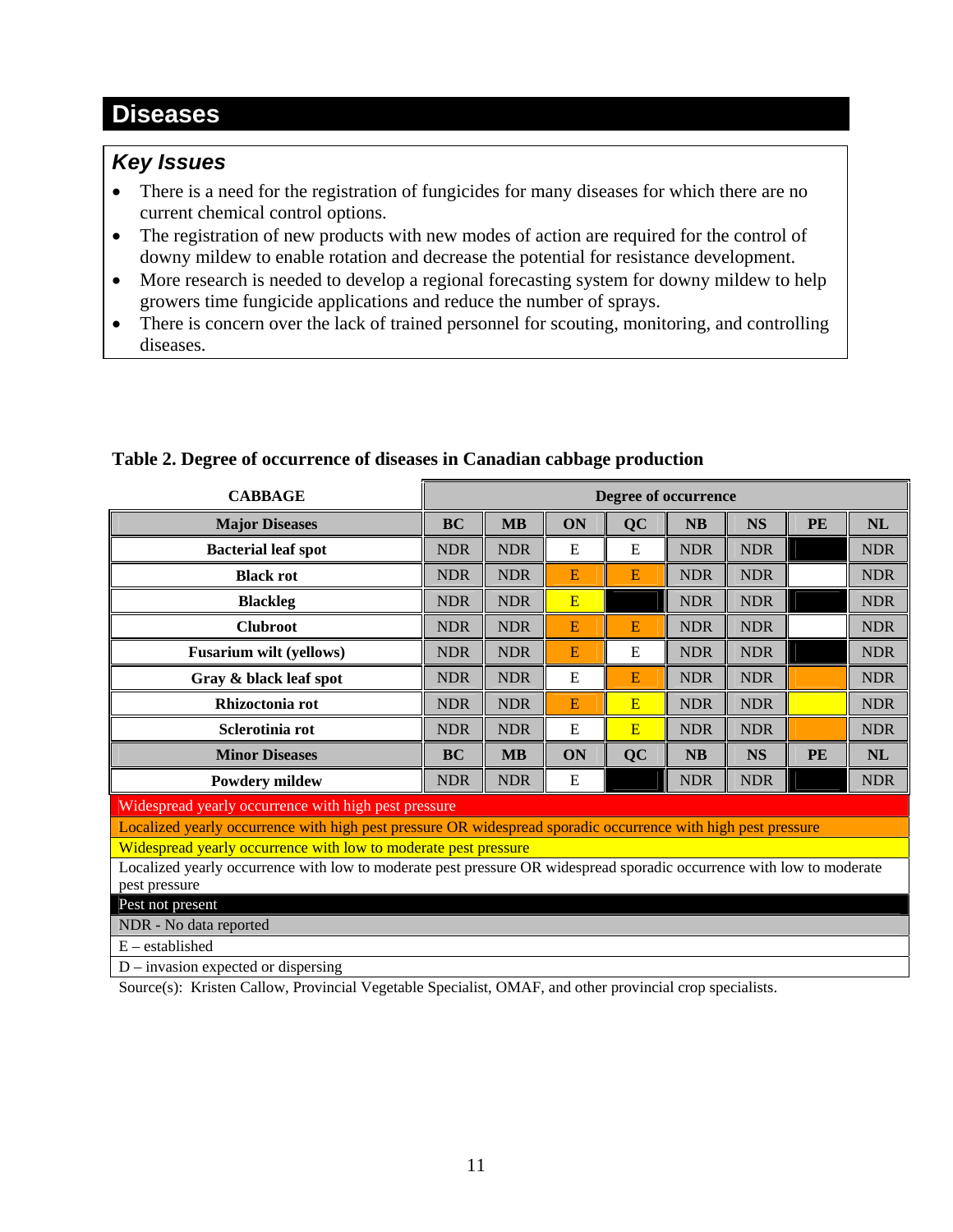# Diseases

## *Key Issues*

- There is a need for the registration of fungicides for many diseases for which there are no current chemical control options.
- The registration of new products with new modes of action are required for the control of downy mildew to enable rotation and decrease the potential for resistance development.
- More research is needed to develop a regional forecasting system for downy mildew to help growers time fungicide applications and reduce the number of sprays.
- There is concern over the lack of trained personnel for scouting, monitoring, and controlling diseases.

**Table 2. Degree of occurrence of diseases in Canadian cabbage production**

| CABBAGE | Degree of occurrence | | | | | | | |
|---|---|---|---|---|---|---|---|---|
| **Major Diseases** | **BC** | **MB** | **ON** | **QC** | **NB** | **NS** | **PE** | **NL** |
| **Bacterial leaf spot** | NDR | NDR | E | E | NDR | NDR | | NDR |
| **Black rot** | NDR | NDR | E | E | NDR | NDR | | NDR |
| **Blackleg** | NDR | NDR | E | | NDR | NDR | | NDR |
| **Clubroot** | NDR | NDR | E | E | NDR | NDR | | NDR |
| **Fusarium wilt (yellows)** | NDR | NDR | E | E | NDR | NDR | | NDR |
| **Gray & black leaf spot** | NDR | NDR | E | E | NDR | NDR | | NDR |
| **Rhizoctonia rot** | NDR | NDR | E | E | NDR | NDR | | NDR |
| **Sclerotinia rot** | NDR | NDR | E | E | NDR | NDR | | NDR |
| **Minor Diseases** | **BC** | **MB** | **ON** | **QC** | **NB** | **NS** | **PE** | **NL** |
| **Powdery mildew** | NDR | NDR | E | | NDR | NDR | | NDR |

| Legend |
|---|
| Widespread yearly occurrence with high pest pressure |
| Localized yearly occurrence with high pest pressure OR widespread sporadic occurrence with high pest pressure |
| Widespread yearly occurrence with low to moderate pest pressure |
| Localized yearly occurrence with low to moderate pest pressure OR widespread sporadic occurrence with low to moderate pest pressure |
| Pest not present |
| NDR - No data reported |
| E – established |
| D – invasion expected or dispersing |

Source(s): Kristen Callow, Provincial Vegetable Specialist, OMAF, and other provincial crop specialists.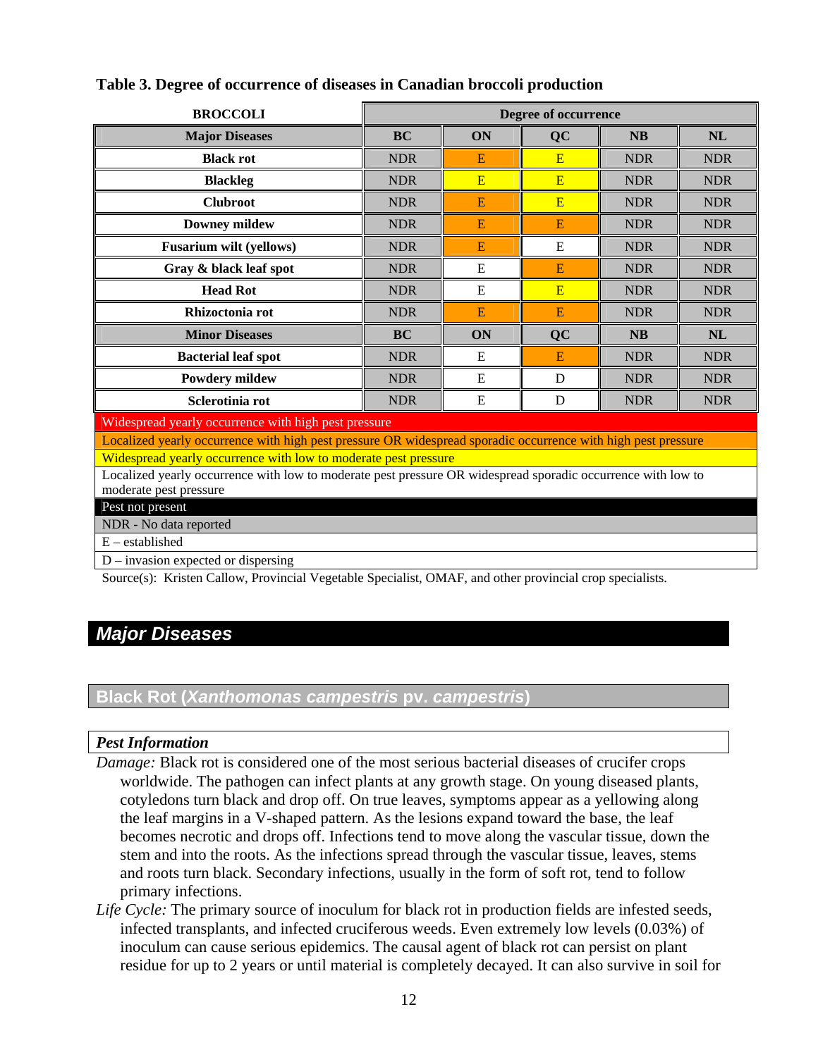**Table 3. Degree of occurrence of diseases in Canadian broccoli production**

| BROCCOLI | Degree of occurrence | | | | |
|---|---|---|---|---|---|
| **Major Diseases** | **BC** | **ON** | **QC** | **NB** | **NL** |
| Black rot | NDR | E | E | NDR | NDR |
| Blackleg | NDR | E | E | NDR | NDR |
| Clubroot | NDR | E | E | NDR | NDR |
| Downey mildew | NDR | E | E | NDR | NDR |
| Fusarium wilt (yellows) | NDR | E | E | NDR | NDR |
| Gray & black leaf spot | NDR | E | E | NDR | NDR |
| Head Rot | NDR | E | E | NDR | NDR |
| Rhizoctonia rot | NDR | E | E | NDR | NDR |
| **Minor Diseases** | **BC** | **ON** | **QC** | **NB** | **NL** |
| Bacterial leaf spot | NDR | E | E | NDR | NDR |
| Powdery mildew | NDR | E | D | NDR | NDR |
| Sclerotinia rot | NDR | E | D | NDR | NDR |

Widespread yearly occurrence with high pest pressure

Localized yearly occurrence with high pest pressure OR widespread sporadic occurrence with high pest pressure

Widespread yearly occurrence with low to moderate pest pressure

Localized yearly occurrence with low to moderate pest pressure OR widespread sporadic occurrence with low to moderate pest pressure

Pest not present

NDR - No data reported

E – established

D – invasion expected or dispersing

Source(s): Kristen Callow, Provincial Vegetable Specialist, OMAF, and other provincial crop specialists.

# Major Diseases

## Black Rot (*Xanthomonas campestris* pv. *campestris*)

### *Pest Information*

*Damage:* Black rot is considered one of the most serious bacterial diseases of crucifer crops worldwide. The pathogen can infect plants at any growth stage. On young diseased plants, cotyledons turn black and drop off. On true leaves, symptoms appear as a yellowing along the leaf margins in a V-shaped pattern. As the lesions expand toward the base, the leaf becomes necrotic and drops off. Infections tend to move along the vascular tissue, down the stem and into the roots. As the infections spread through the vascular tissue, leaves, stems and roots turn black. Secondary infections, usually in the form of soft rot, tend to follow primary infections.

*Life Cycle:* The primary source of inoculum for black rot in production fields are infested seeds, infected transplants, and infected cruciferous weeds. Even extremely low levels (0.03%) of inoculum can cause serious epidemics. The causal agent of black rot can persist on plant residue for up to 2 years or until material is completely decayed. It can also survive in soil for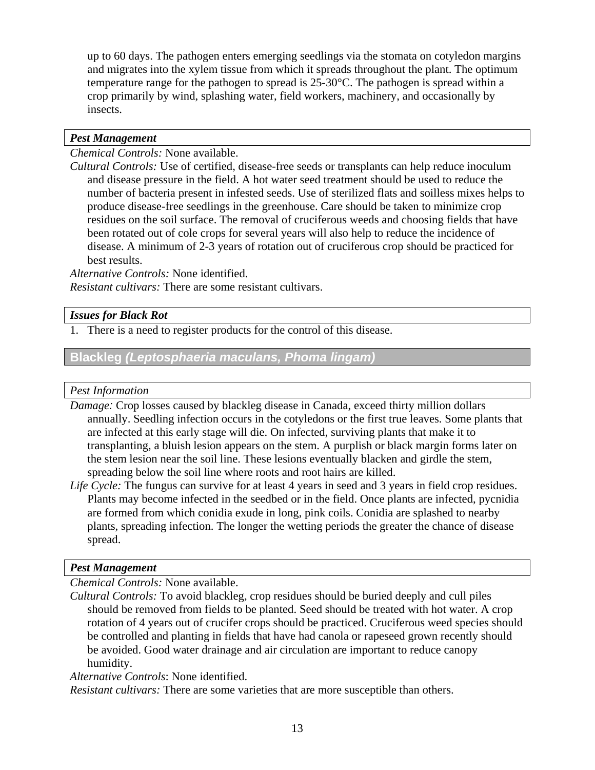up to 60 days. The pathogen enters emerging seedlings via the stomata on cotyledon margins and migrates into the xylem tissue from which it spreads throughout the plant. The optimum temperature range for the pathogen to spread is 25-30°C. The pathogen is spread within a crop primarily by wind, splashing water, field workers, machinery, and occasionally by insects.

***Pest Management***

*Chemical Controls:* None available.

*Cultural Controls:* Use of certified, disease-free seeds or transplants can help reduce inoculum and disease pressure in the field. A hot water seed treatment should be used to reduce the number of bacteria present in infested seeds. Use of sterilized flats and soilless mixes helps to produce disease-free seedlings in the greenhouse. Care should be taken to minimize crop residues on the soil surface. The removal of cruciferous weeds and choosing fields that have been rotated out of cole crops for several years will also help to reduce the incidence of disease. A minimum of 2-3 years of rotation out of cruciferous crop should be practiced for best results.

*Alternative Controls:* None identified.

*Resistant cultivars:* There are some resistant cultivars.

***Issues for Black Rot***

1. There is a need to register products for the control of this disease.

## Blackleg *(Leptosphaeria maculans, Phoma lingam)*

*Pest Information*

*Damage:* Crop losses caused by blackleg disease in Canada, exceed thirty million dollars annually. Seedling infection occurs in the cotyledons or the first true leaves. Some plants that are infected at this early stage will die. On infected, surviving plants that make it to transplanting, a bluish lesion appears on the stem. A purplish or black margin forms later on the stem lesion near the soil line. These lesions eventually blacken and girdle the stem, spreading below the soil line where roots and root hairs are killed.

*Life Cycle:* The fungus can survive for at least 4 years in seed and 3 years in field crop residues. Plants may become infected in the seedbed or in the field. Once plants are infected, pycnidia are formed from which conidia exude in long, pink coils. Conidia are splashed to nearby plants, spreading infection. The longer the wetting periods the greater the chance of disease spread.

***Pest Management***

*Chemical Controls:* None available.

*Cultural Controls:* To avoid blackleg, crop residues should be buried deeply and cull piles should be removed from fields to be planted. Seed should be treated with hot water. A crop rotation of 4 years out of crucifer crops should be practiced. Cruciferous weed species should be controlled and planting in fields that have had canola or rapeseed grown recently should be avoided. Good water drainage and air circulation are important to reduce canopy humidity.

*Alternative Controls*: None identified.

*Resistant cultivars:* There are some varieties that are more susceptible than others.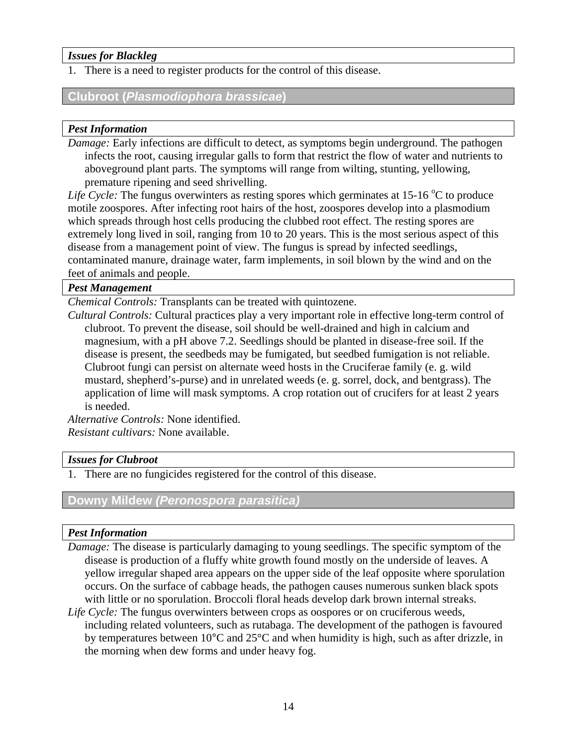*Issues for Blackleg*

1. There is a need to register products for the control of this disease.

## Clubroot (*Plasmodiophora brassicae*)

*Pest Information*

*Damage:* Early infections are difficult to detect, as symptoms begin underground. The pathogen infects the root, causing irregular galls to form that restrict the flow of water and nutrients to aboveground plant parts. The symptoms will range from wilting, stunting, yellowing, premature ripening and seed shrivelling.

*Life Cycle:* The fungus overwinters as resting spores which germinates at 15-16 $^{o}$C to produce motile zoospores. After infecting root hairs of the host, zoospores develop into a plasmodium which spreads through host cells producing the clubbed root effect. The resting spores are extremely long lived in soil, ranging from 10 to 20 years. This is the most serious aspect of this disease from a management point of view. The fungus is spread by infected seedlings, contaminated manure, drainage water, farm implements, in soil blown by the wind and on the feet of animals and people.

*Pest Management*

*Chemical Controls:* Transplants can be treated with quintozene.

*Cultural Controls:* Cultural practices play a very important role in effective long-term control of clubroot. To prevent the disease, soil should be well-drained and high in calcium and magnesium, with a pH above 7.2. Seedlings should be planted in disease-free soil. If the disease is present, the seedbeds may be fumigated, but seedbed fumigation is not reliable. Clubroot fungi can persist on alternate weed hosts in the Cruciferae family (e. g. wild mustard, shepherd's-purse) and in unrelated weeds (e. g. sorrel, dock, and bentgrass). The application of lime will mask symptoms. A crop rotation out of crucifers for at least 2 years is needed.

*Alternative Controls:* None identified.

*Resistant cultivars:* None available.

*Issues for Clubroot*

1. There are no fungicides registered for the control of this disease.

## Downy Mildew *(Peronospora parasitica)*

*Pest Information*

*Damage:* The disease is particularly damaging to young seedlings. The specific symptom of the disease is production of a fluffy white growth found mostly on the underside of leaves. A yellow irregular shaped area appears on the upper side of the leaf opposite where sporulation occurs. On the surface of cabbage heads, the pathogen causes numerous sunken black spots with little or no sporulation. Broccoli floral heads develop dark brown internal streaks.

*Life Cycle:* The fungus overwinters between crops as oospores or on cruciferous weeds, including related volunteers, such as rutabaga. The development of the pathogen is favoured by temperatures between 10°C and 25°C and when humidity is high, such as after drizzle, in the morning when dew forms and under heavy fog.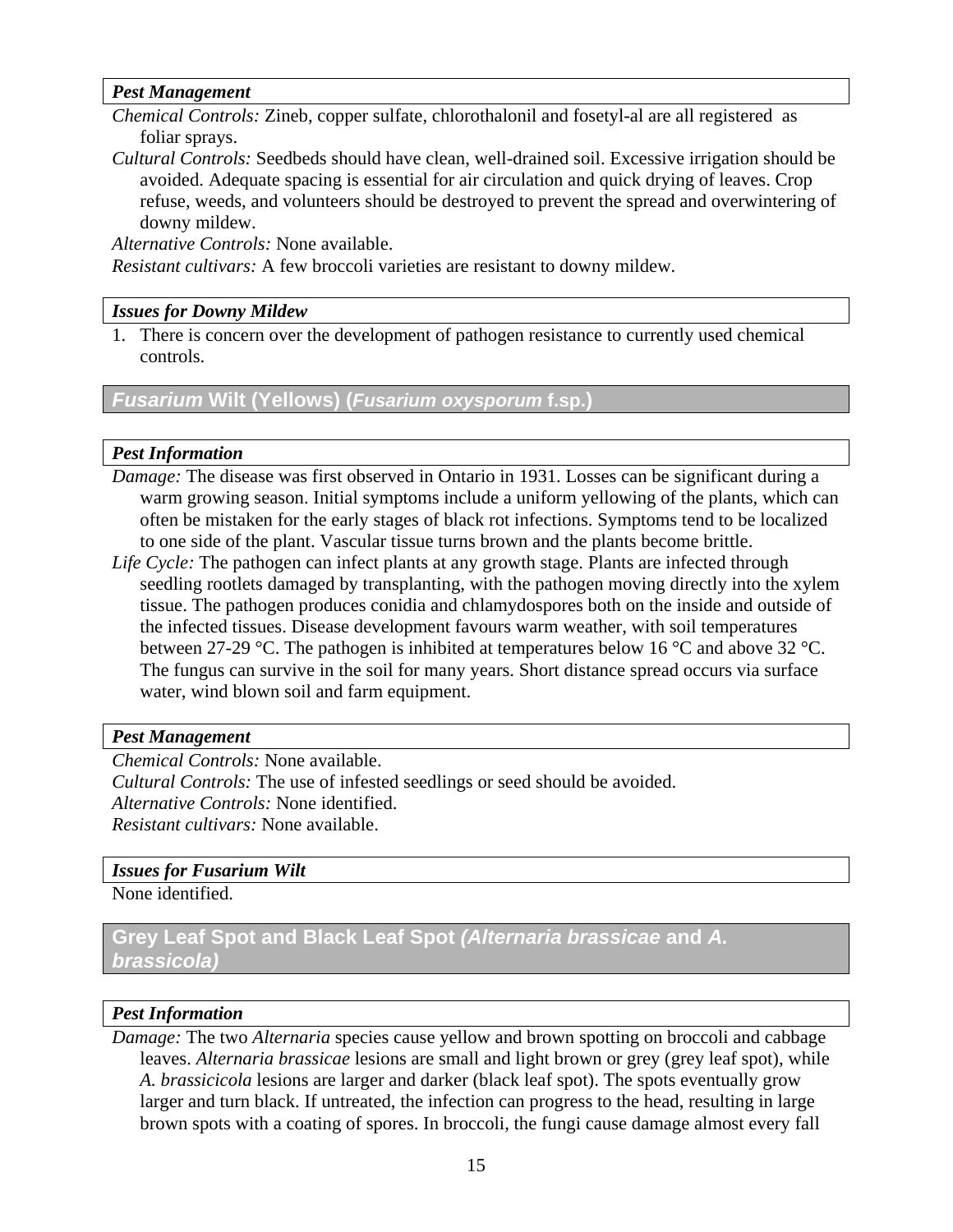#### *Pest Management*

*Chemical Controls:* Zineb, copper sulfate, chlorothalonil and fosetyl-al are all registered as foliar sprays.

*Cultural Controls:* Seedbeds should have clean, well-drained soil. Excessive irrigation should be avoided. Adequate spacing is essential for air circulation and quick drying of leaves. Crop refuse, weeds, and volunteers should be destroyed to prevent the spread and overwintering of downy mildew.

*Alternative Controls:* None available.

*Resistant cultivars:* A few broccoli varieties are resistant to downy mildew.

#### *Issues for Downy Mildew*

1. There is concern over the development of pathogen resistance to currently used chemical controls.

### *Fusarium* Wilt (Yellows) (*Fusarium oxysporum* f.sp.)

#### *Pest Information*

*Damage:* The disease was first observed in Ontario in 1931. Losses can be significant during a warm growing season. Initial symptoms include a uniform yellowing of the plants, which can often be mistaken for the early stages of black rot infections. Symptoms tend to be localized to one side of the plant. Vascular tissue turns brown and the plants become brittle.

*Life Cycle:* The pathogen can infect plants at any growth stage. Plants are infected through seedling rootlets damaged by transplanting, with the pathogen moving directly into the xylem tissue. The pathogen produces conidia and chlamydospores both on the inside and outside of the infected tissues. Disease development favours warm weather, with soil temperatures between 27-29 °C. The pathogen is inhibited at temperatures below 16 °C and above 32 °C. The fungus can survive in the soil for many years. Short distance spread occurs via surface water, wind blown soil and farm equipment.

#### *Pest Management*

*Chemical Controls:* None available.

*Cultural Controls:* The use of infested seedlings or seed should be avoided.

*Alternative Controls:* None identified.

*Resistant cultivars:* None available.

#### *Issues for Fusarium Wilt*

None identified.

### Grey Leaf Spot and Black Leaf Spot *(Alternaria brassicae* and *A. brassicola)*

#### *Pest Information*

*Damage:* The two *Alternaria* species cause yellow and brown spotting on broccoli and cabbage leaves. *Alternaria brassicae* lesions are small and light brown or grey (grey leaf spot), while *A. brassicicola* lesions are larger and darker (black leaf spot). The spots eventually grow larger and turn black. If untreated, the infection can progress to the head, resulting in large brown spots with a coating of spores. In broccoli, the fungi cause damage almost every fall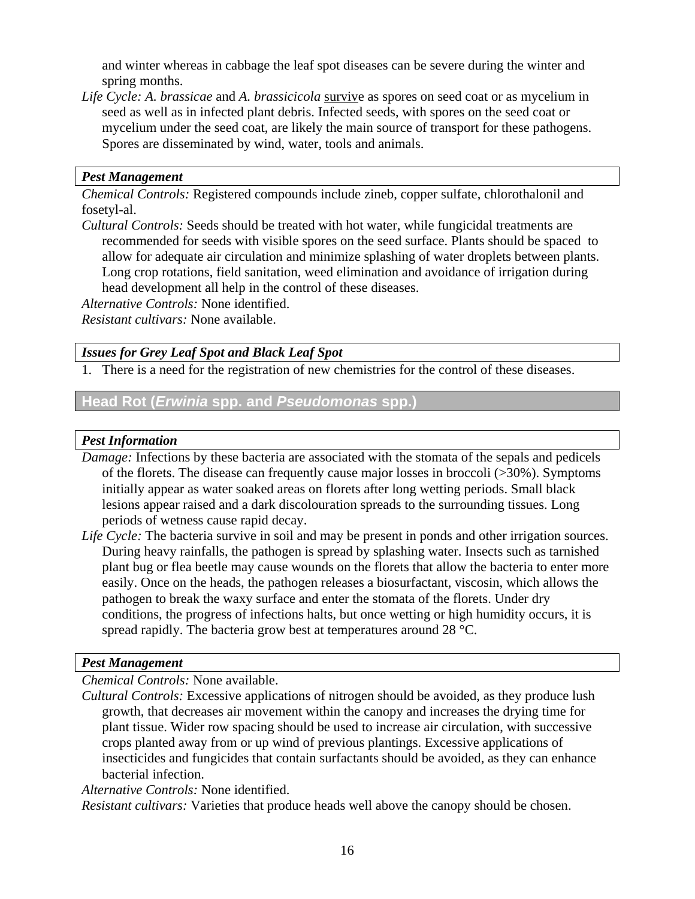and winter whereas in cabbage the leaf spot diseases can be severe during the winter and spring months.

*Life Cycle: A. brassicae* and *A. brassicicola* survive as spores on seed coat or as mycelium in seed as well as in infected plant debris. Infected seeds, with spores on the seed coat or mycelium under the seed coat, are likely the main source of transport for these pathogens. Spores are disseminated by wind, water, tools and animals.

#### *Pest Management*

*Chemical Controls:* Registered compounds include zineb, copper sulfate, chlorothalonil and fosetyl-al.

*Cultural Controls:* Seeds should be treated with hot water, while fungicidal treatments are recommended for seeds with visible spores on the seed surface. Plants should be spaced to allow for adequate air circulation and minimize splashing of water droplets between plants. Long crop rotations, field sanitation, weed elimination and avoidance of irrigation during head development all help in the control of these diseases.

*Alternative Controls:* None identified.

*Resistant cultivars:* None available.

#### *Issues for Grey Leaf Spot and Black Leaf Spot*

1. There is a need for the registration of new chemistries for the control of these diseases.

### Head Rot (*Erwinia* spp. and *Pseudomonas* spp.)

#### *Pest Information*

*Damage:* Infections by these bacteria are associated with the stomata of the sepals and pedicels of the florets. The disease can frequently cause major losses in broccoli (>30%). Symptoms initially appear as water soaked areas on florets after long wetting periods. Small black lesions appear raised and a dark discolouration spreads to the surrounding tissues. Long periods of wetness cause rapid decay.

*Life Cycle:* The bacteria survive in soil and may be present in ponds and other irrigation sources. During heavy rainfalls, the pathogen is spread by splashing water. Insects such as tarnished plant bug or flea beetle may cause wounds on the florets that allow the bacteria to enter more easily. Once on the heads, the pathogen releases a biosurfactant, viscosin, which allows the pathogen to break the waxy surface and enter the stomata of the florets. Under dry conditions, the progress of infections halts, but once wetting or high humidity occurs, it is spread rapidly. The bacteria grow best at temperatures around 28 °C.

#### *Pest Management*

*Chemical Controls:* None available.

*Cultural Controls:* Excessive applications of nitrogen should be avoided, as they produce lush growth, that decreases air movement within the canopy and increases the drying time for plant tissue. Wider row spacing should be used to increase air circulation, with successive crops planted away from or up wind of previous plantings. Excessive applications of insecticides and fungicides that contain surfactants should be avoided, as they can enhance bacterial infection.

*Alternative Controls:* None identified.

*Resistant cultivars:* Varieties that produce heads well above the canopy should be chosen.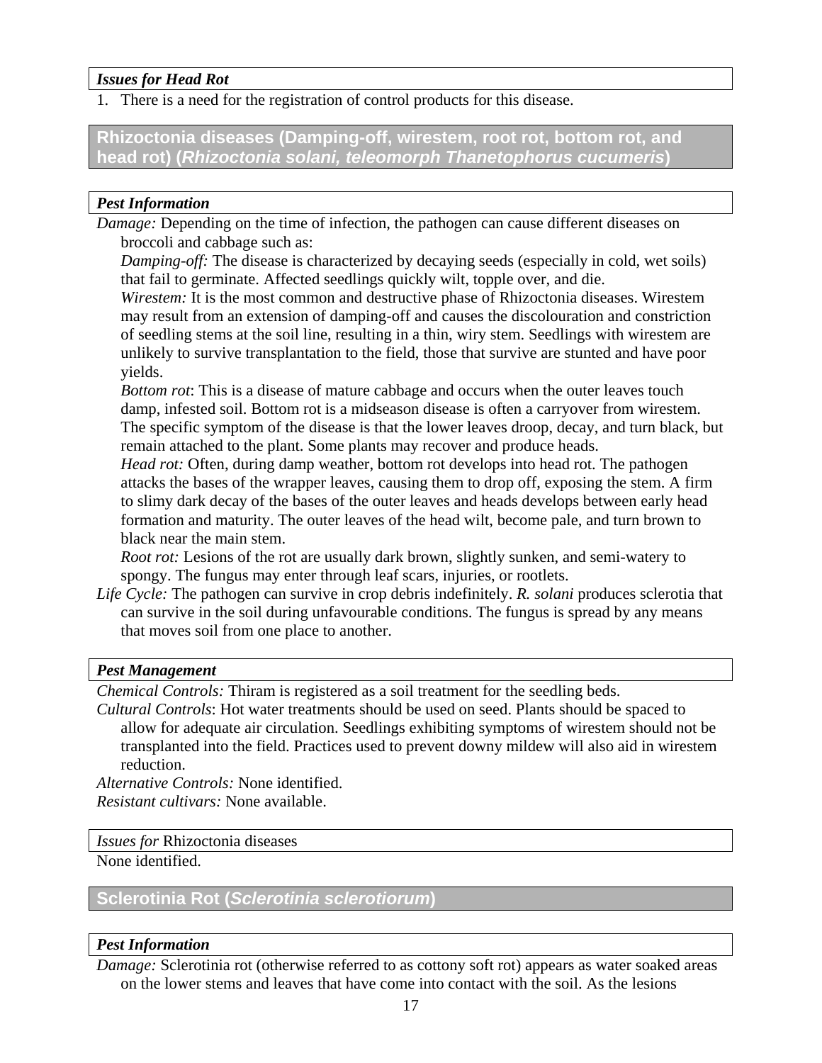#### *Issues for Head Rot*

1. There is a need for the registration of control products for this disease.

## Rhizoctonia diseases (Damping-off, wirestem, root rot, bottom rot, and head rot) (*Rhizoctonia solani, teleomorph Thanetophorus cucumeris*)

#### *Pest Information*

*Damage:* Depending on the time of infection, the pathogen can cause different diseases on broccoli and cabbage such as:

*Damping-off:* The disease is characterized by decaying seeds (especially in cold, wet soils) that fail to germinate. Affected seedlings quickly wilt, topple over, and die.

*Wirestem:* It is the most common and destructive phase of Rhizoctonia diseases. Wirestem may result from an extension of damping-off and causes the discolouration and constriction of seedling stems at the soil line, resulting in a thin, wiry stem. Seedlings with wirestem are unlikely to survive transplantation to the field, those that survive are stunted and have poor yields.

*Bottom rot*: This is a disease of mature cabbage and occurs when the outer leaves touch damp, infested soil. Bottom rot is a midseason disease is often a carryover from wirestem. The specific symptom of the disease is that the lower leaves droop, decay, and turn black, but remain attached to the plant. Some plants may recover and produce heads.

*Head rot:* Often, during damp weather, bottom rot develops into head rot. The pathogen attacks the bases of the wrapper leaves, causing them to drop off, exposing the stem. A firm to slimy dark decay of the bases of the outer leaves and heads develops between early head formation and maturity. The outer leaves of the head wilt, become pale, and turn brown to black near the main stem.

*Root rot:* Lesions of the rot are usually dark brown, slightly sunken, and semi-watery to spongy. The fungus may enter through leaf scars, injuries, or rootlets.

*Life Cycle:* The pathogen can survive in crop debris indefinitely. *R. solani* produces sclerotia that can survive in the soil during unfavourable conditions. The fungus is spread by any means that moves soil from one place to another.

#### *Pest Management*

*Chemical Controls:* Thiram is registered as a soil treatment for the seedling beds.

*Cultural Controls*: Hot water treatments should be used on seed. Plants should be spaced to allow for adequate air circulation. Seedlings exhibiting symptoms of wirestem should not be transplanted into the field. Practices used to prevent downy mildew will also aid in wirestem reduction.

*Alternative Controls:* None identified.

*Resistant cultivars:* None available.

#### *Issues for* Rhizoctonia diseases

None identified.

## Sclerotinia Rot (*Sclerotinia sclerotiorum*)

#### *Pest Information*

*Damage:* Sclerotinia rot (otherwise referred to as cottony soft rot) appears as water soaked areas on the lower stems and leaves that have come into contact with the soil. As the lesions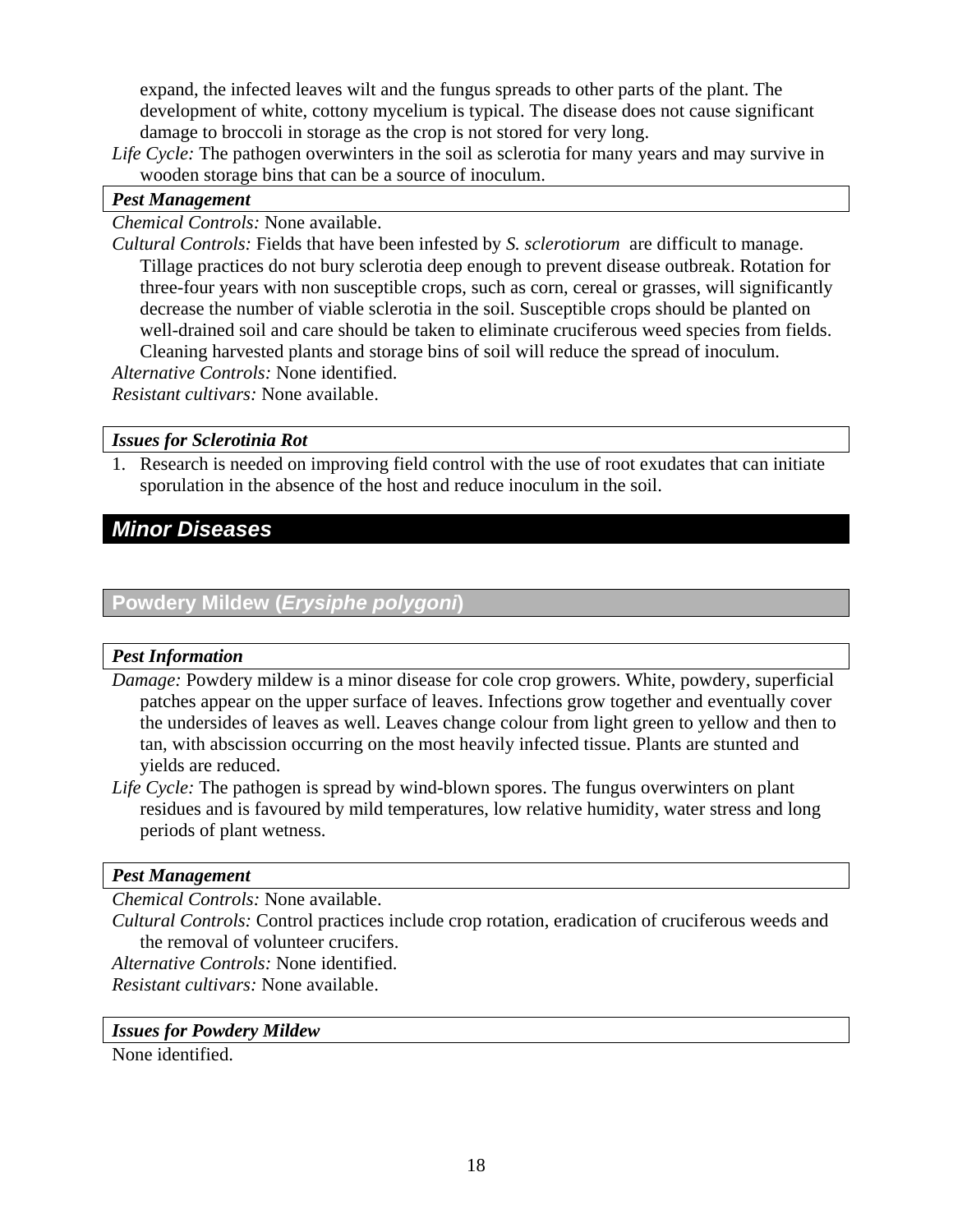expand, the infected leaves wilt and the fungus spreads to other parts of the plant. The development of white, cottony mycelium is typical. The disease does not cause significant damage to broccoli in storage as the crop is not stored for very long.

*Life Cycle:* The pathogen overwinters in the soil as sclerotia for many years and may survive in wooden storage bins that can be a source of inoculum.

***Pest Management***

*Chemical Controls:* None available.

*Cultural Controls:* Fields that have been infested by *S. sclerotiorum* are difficult to manage. Tillage practices do not bury sclerotia deep enough to prevent disease outbreak. Rotation for three-four years with non susceptible crops, such as corn, cereal or grasses, will significantly decrease the number of viable sclerotia in the soil. Susceptible crops should be planted on well-drained soil and care should be taken to eliminate cruciferous weed species from fields. Cleaning harvested plants and storage bins of soil will reduce the spread of inoculum.

*Alternative Controls:* None identified.

*Resistant cultivars:* None available.

***Issues for Sclerotinia Rot***

1. Research is needed on improving field control with the use of root exudates that can initiate sporulation in the absence of the host and reduce inoculum in the soil.

## *Minor Diseases*

### Powdery Mildew (*Erysiphe polygoni*)

***Pest Information***

*Damage:* Powdery mildew is a minor disease for cole crop growers. White, powdery, superficial patches appear on the upper surface of leaves. Infections grow together and eventually cover the undersides of leaves as well. Leaves change colour from light green to yellow and then to tan, with abscission occurring on the most heavily infected tissue. Plants are stunted and yields are reduced.

*Life Cycle:* The pathogen is spread by wind-blown spores. The fungus overwinters on plant residues and is favoured by mild temperatures, low relative humidity, water stress and long periods of plant wetness.

***Pest Management***

*Chemical Controls:* None available.

*Cultural Controls:* Control practices include crop rotation, eradication of cruciferous weeds and the removal of volunteer crucifers.

*Alternative Controls:* None identified.

*Resistant cultivars:* None available.

***Issues for Powdery Mildew***

None identified.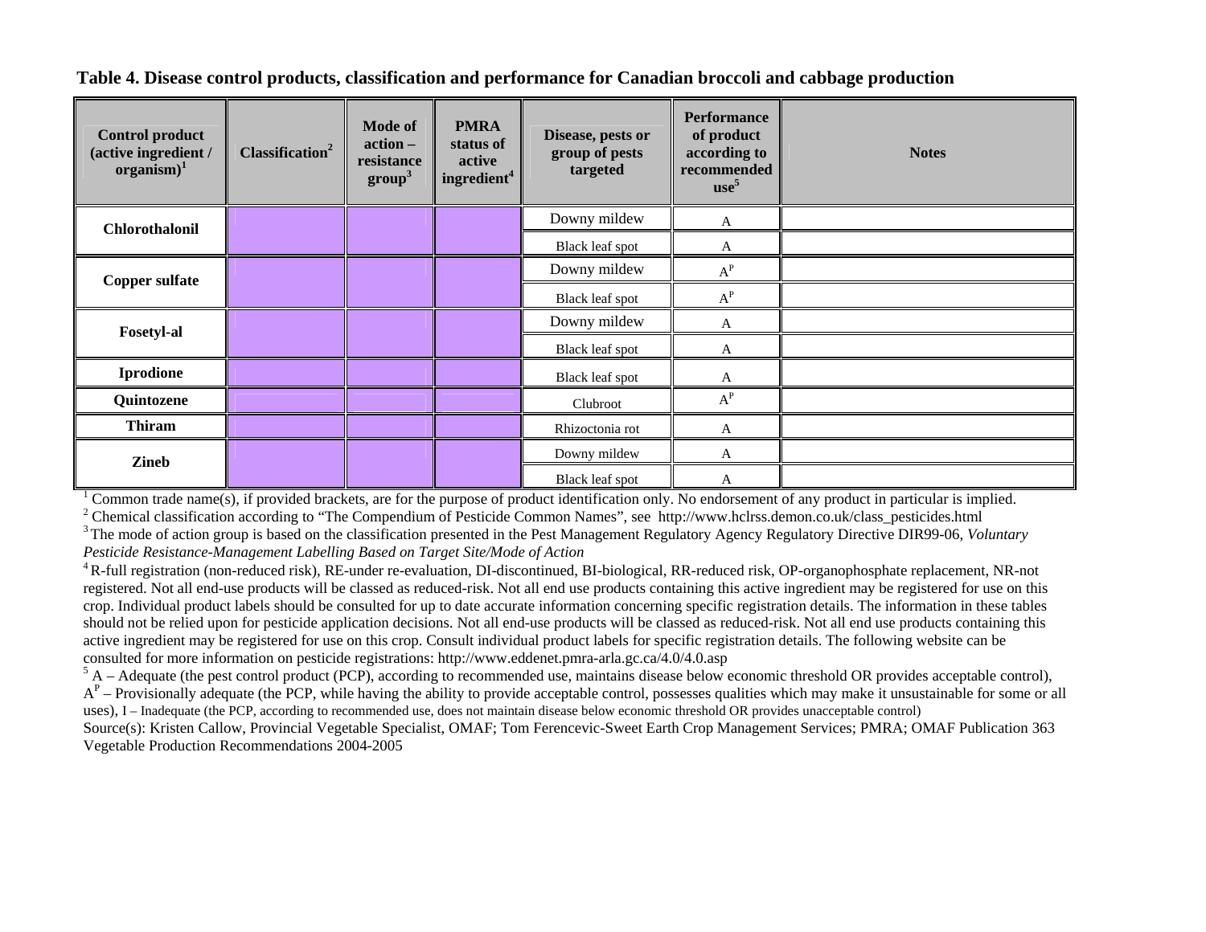**Table 4. Disease control products, classification and performance for Canadian broccoli and cabbage production**

| Control product (active ingredient / organism)[1] | Classification[2] | Mode of action – resistance group[3] | PMRA status of active ingredient[4] | Disease, pests or group of pests targeted | Performance of product according to recommended use[5] | Notes |
|---|---|---|---|---|---|---|
| **Chlorothalonil** | | | | Downy mildew | A | |
| | | | | Black leaf spot | A | |
| **Copper sulfate** | | | | Downy mildew | $A^P$ | |
| | | | | Black leaf spot | $A^P$ | |
| **Fosetyl-al** | | | | Downy mildew | A | |
| | | | | Black leaf spot | A | |
| **Iprodione** | | | | Black leaf spot | A | |
| **Quintozene** | | | | Clubroot | $A^P$ | |
| **Thiram** | | | | Rhizoctonia rot | A | |
| **Zineb** | | | | Downy mildew | A | |
| | | | | Black leaf spot | A | |

[1] Common trade name(s), if provided brackets, are for the purpose of product identification only. No endorsement of any product in particular is implied.

[2] Chemical classification according to "The Compendium of Pesticide Common Names", see http://www.hclrss.demon.co.uk/class_pesticides.html

[3] The mode of action group is based on the classification presented in the Pest Management Regulatory Agency Regulatory Directive DIR99-06, *Voluntary Pesticide Resistance-Management Labelling Based on Target Site/Mode of Action*

[4] R-full registration (non-reduced risk), RE-under re-evaluation, DI-discontinued, BI-biological, RR-reduced risk, OP-organophosphate replacement, NR-not registered. Not all end-use products will be classed as reduced-risk. Not all end use products containing this active ingredient may be registered for use on this crop. Individual product labels should be consulted for up to date accurate information concerning specific registration details. The information in these tables should not be relied upon for pesticide application decisions. Not all end-use products will be classed as reduced-risk. Not all end use products containing this active ingredient may be registered for use on this crop. Consult individual product labels for specific registration details. The following website can be consulted for more information on pesticide registrations: http://www.eddenet.pmra-arla.gc.ca/4.0/4.0.asp

[5] A – Adequate (the pest control product (PCP), according to recommended use, maintains disease below economic threshold OR provides acceptable control), $A^P$ – Provisionally adequate (the PCP, while having the ability to provide acceptable control, possesses qualities which may make it unsustainable for some or all uses), I – Inadequate (the PCP, according to recommended use, does not maintain disease below economic threshold OR provides unacceptable control)

Source(s): Kristen Callow, Provincial Vegetable Specialist, OMAF; Tom Ferencevic-Sweet Earth Crop Management Services; PMRA; OMAF Publication 363 Vegetable Production Recommendations 2004-2005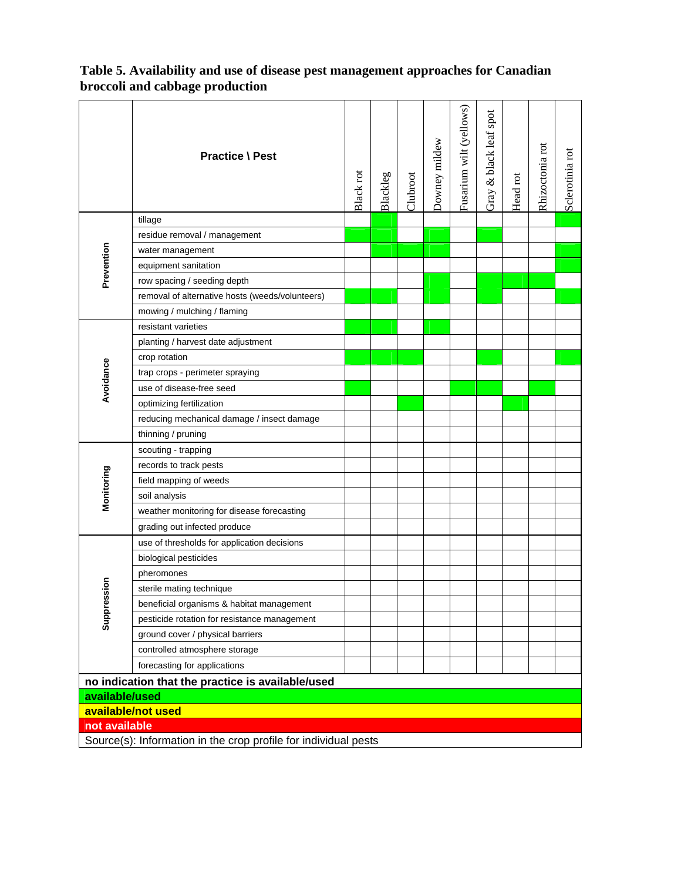**Table 5. Availability and use of disease pest management approaches for Canadian broccoli and cabbage production**

| | Practice \ Pest | Black rot | Blackleg | Clubroot | Downey mildew | Fusarium wilt (yellows) | Gray & black leaf spot | Head rot | Rhizoctonia rot | Sclerotinia rot |
|---|---|---|---|---|---|---|---|---|---|---|
| **Prevention** | tillage | | available/used | | | | | | | available/used |
| | residue removal / management | available/used | available/used | | available/used | | available/used | | | |
| | water management | | available/used | available/used | available/used | | | | | available/used |
| | equipment sanitation | | | | | | | | | available/used |
| | row spacing / seeding depth | | | | available/used | | available/used | available/used | available/used | |
| | removal of alternative hosts (weeds/volunteers) | available/used | available/used | | available/used | | available/used | | | available/used |
| | mowing / mulching / flaming | | | | | | | | | |
| **Avoidance** | resistant varieties | available/used | available/used | | available/used | | | | | |
| | planting / harvest date adjustment | | | | | | | | | |
| | crop rotation | available/used | available/used | available/used | | | available/used | | | available/used |
| | trap crops - perimeter spraying | | | | | | | | | |
| | use of disease-free seed | available/used | | | | available/used | available/used | | available/used | |
| | optimizing fertilization | | | available/used | | | | available/used | | |
| | reducing mechanical damage / insect damage | | | | | | | | | |
| | thinning / pruning | | | | | | | | | |
| **Monitoring** | scouting - trapping | | | | | | | | | |
| | records to track pests | | | | | | | | | |
| | field mapping of weeds | | | | | | | | | |
| | soil analysis | | | | | | | | | |
| | weather monitoring for disease forecasting | | | | | | | | | |
| | grading out infected produce | | | | | | | | | |
| **Suppression** | use of thresholds for application decisions | | | | | | | | | |
| | biological pesticides | | | | | | | | | |
| | pheromones | | | | | | | | | |
| | sterile mating technique | | | | | | | | | |
| | beneficial organisms & habitat management | | | | | | | | | |
| | pesticide rotation for resistance management | | | | | | | | | |
| | ground cover / physical barriers | | | | | | | | | |
| | controlled atmosphere storage | | | | | | | | | |
| | forecasting for applications | | | | | | | | | |

**no indication that the practice is available/used** (blank)

**available/used**

**available/not used**

**not available**

Source(s): Information in the crop profile for individual pests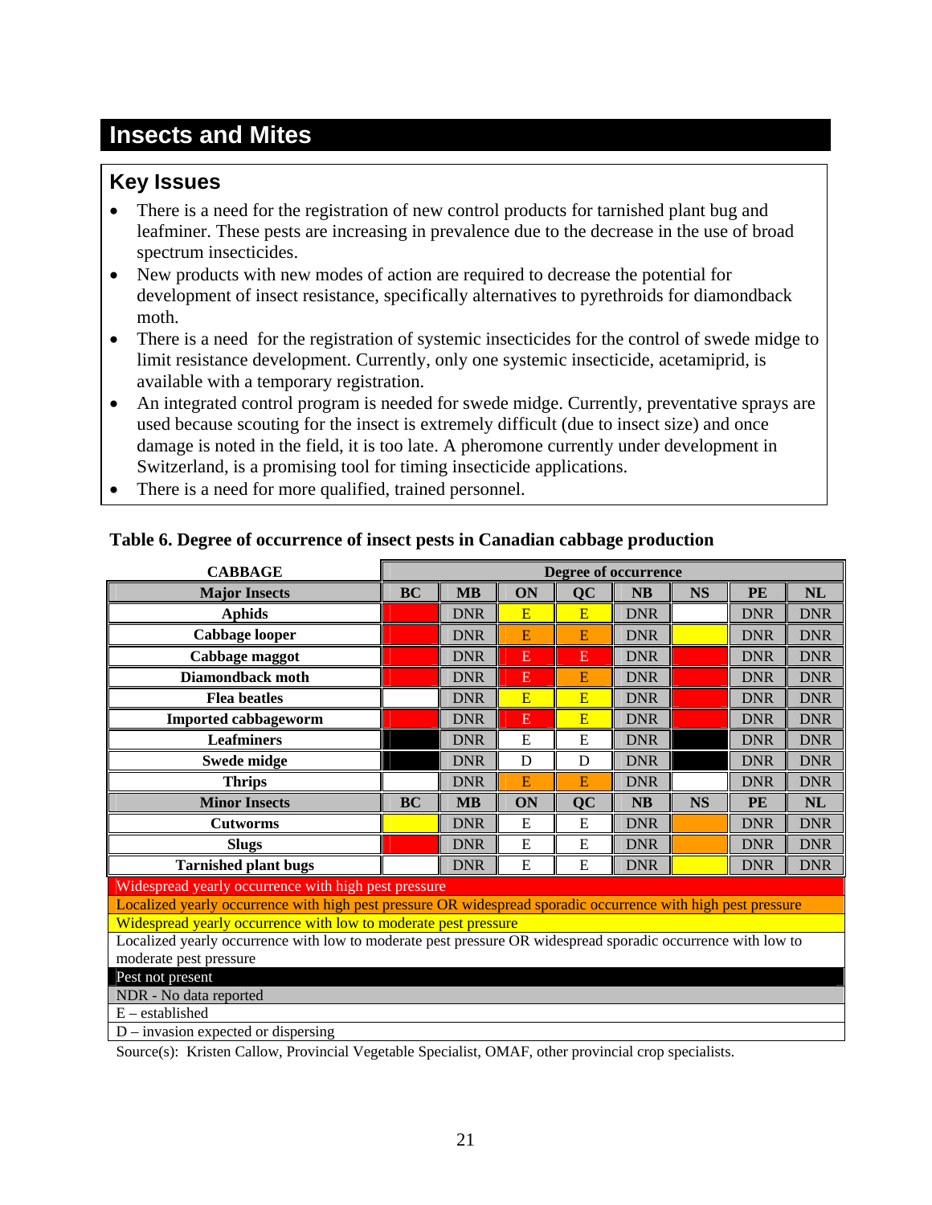# Insects and Mites

## Key Issues

- There is a need for the registration of new control products for tarnished plant bug and leafminer. These pests are increasing in prevalence due to the decrease in the use of broad spectrum insecticides.
- New products with new modes of action are required to decrease the potential for development of insect resistance, specifically alternatives to pyrethroids for diamondback moth.
- There is a need for the registration of systemic insecticides for the control of swede midge to limit resistance development. Currently, only one systemic insecticide, acetamiprid, is available with a temporary registration.
- An integrated control program is needed for swede midge. Currently, preventative sprays are used because scouting for the insect is extremely difficult (due to insect size) and once damage is noted in the field, it is too late. A pheromone currently under development in Switzerland, is a promising tool for timing insecticide applications.
- There is a need for more qualified, trained personnel.

**Table 6. Degree of occurrence of insect pests in Canadian cabbage production**

| CABBAGE | Degree of occurrence | | | | | | | |
|---|---|---|---|---|---|---|---|---|
| **Major Insects** | **BC** | **MB** | **ON** | **QC** | **NB** | **NS** | **PE** | **NL** |
| **Aphids** | | DNR | E | E | DNR | | DNR | DNR |
| **Cabbage looper** | | DNR | E | E | DNR | | DNR | DNR |
| **Cabbage maggot** | | DNR | E | E | DNR | | DNR | DNR |
| **Diamondback moth** | | DNR | E | E | DNR | | DNR | DNR |
| **Flea beatles** | | DNR | E | E | DNR | | DNR | DNR |
| **Imported cabbageworm** | | DNR | E | E | DNR | | DNR | DNR |
| **Leafminers** | | DNR | E | E | DNR | | DNR | DNR |
| **Swede midge** | | DNR | D | D | DNR | | DNR | DNR |
| **Thrips** | | DNR | E | E | DNR | | DNR | DNR |
| **Minor Insects** | **BC** | **MB** | **ON** | **QC** | **NB** | **NS** | **PE** | **NL** |
| **Cutworms** | | DNR | E | E | DNR | | DNR | DNR |
| **Slugs** | | DNR | E | E | DNR | | DNR | DNR |
| **Tarnished plant bugs** | | DNR | E | E | DNR | | DNR | DNR |

Widespread yearly occurrence with high pest pressure

Localized yearly occurrence with high pest pressure OR widespread sporadic occurrence with high pest pressure

Widespread yearly occurrence with low to moderate pest pressure

Localized yearly occurrence with low to moderate pest pressure OR widespread sporadic occurrence with low to moderate pest pressure

Pest not present

NDR - No data reported

E – established

D – invasion expected or dispersing

Source(s): Kristen Callow, Provincial Vegetable Specialist, OMAF, other provincial crop specialists.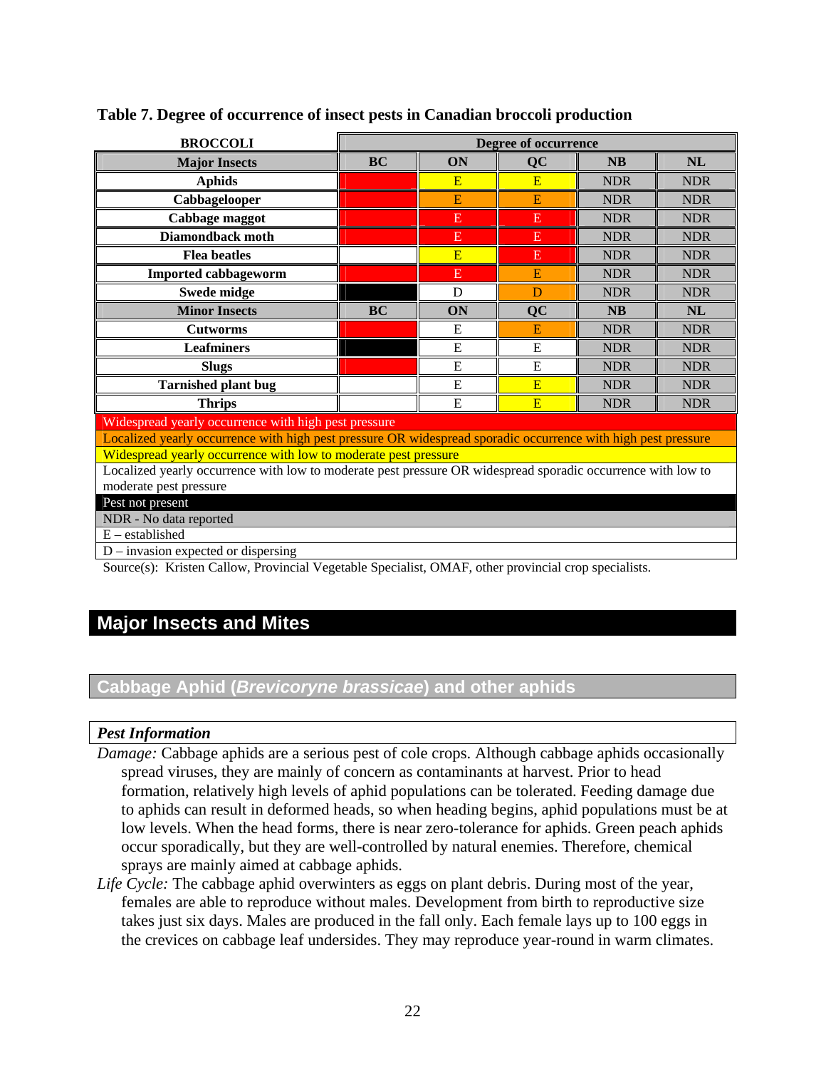**Table 7. Degree of occurrence of insect pests in Canadian broccoli production**

| BROCCOLI | Degree of occurrence | | | | |
|---|---|---|---|---|---|
| **Major Insects** | **BC** | **ON** | **QC** | **NB** | **NL** |
| Aphids | | E | E | NDR | NDR |
| Cabbagelooper | | E | E | NDR | NDR |
| Cabbage maggot | | E | E | NDR | NDR |
| Diamondback moth | | E | E | NDR | NDR |
| Flea beatles | | E | E | NDR | NDR |
| Imported cabbageworm | | E | E | NDR | NDR |
| Swede midge | | D | D | NDR | NDR |
| **Minor Insects** | **BC** | **ON** | **QC** | **NB** | **NL** |
| Cutworms | | E | E | NDR | NDR |
| Leafminers | | E | E | NDR | NDR |
| Slugs | | E | E | NDR | NDR |
| Tarnished plant bug | | E | E | NDR | NDR |
| Thrips | | E | E | NDR | NDR |

Widespread yearly occurrence with high pest pressure

Localized yearly occurrence with high pest pressure OR widespread sporadic occurrence with high pest pressure

Widespread yearly occurrence with low to moderate pest pressure

Localized yearly occurrence with low to moderate pest pressure OR widespread sporadic occurrence with low to moderate pest pressure

Pest not present

NDR - No data reported

E – established

D – invasion expected or dispersing

Source(s): Kristen Callow, Provincial Vegetable Specialist, OMAF, other provincial crop specialists.

# Major Insects and Mites

## Cabbage Aphid (*Brevicoryne brassicae*) and other aphids

### *Pest Information*

*Damage:* Cabbage aphids are a serious pest of cole crops. Although cabbage aphids occasionally spread viruses, they are mainly of concern as contaminants at harvest. Prior to head formation, relatively high levels of aphid populations can be tolerated. Feeding damage due to aphids can result in deformed heads, so when heading begins, aphid populations must be at low levels. When the head forms, there is near zero-tolerance for aphids. Green peach aphids occur sporadically, but they are well-controlled by natural enemies. Therefore, chemical sprays are mainly aimed at cabbage aphids.

*Life Cycle:* The cabbage aphid overwinters as eggs on plant debris. During most of the year, females are able to reproduce without males. Development from birth to reproductive size takes just six days. Males are produced in the fall only. Each female lays up to 100 eggs in the crevices on cabbage leaf undersides. They may reproduce year-round in warm climates.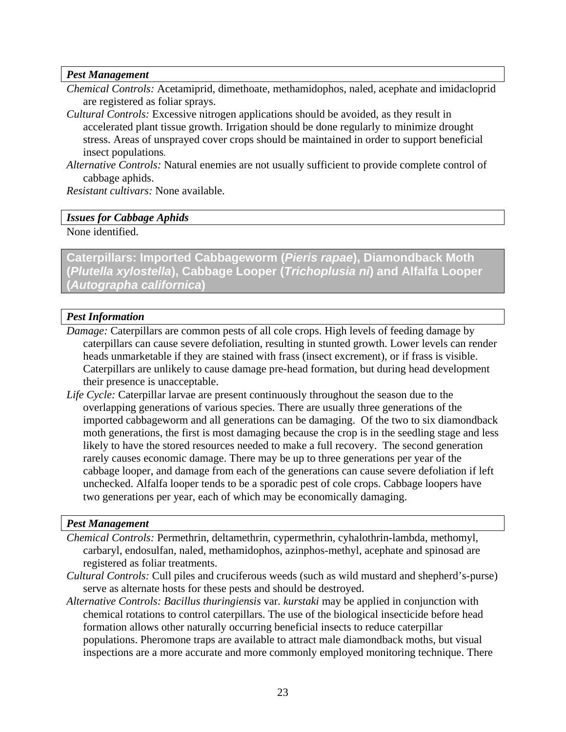#### *Pest Management*

*Chemical Controls:* Acetamiprid, dimethoate, methamidophos, naled, acephate and imidacloprid are registered as foliar sprays.

*Cultural Controls:* Excessive nitrogen applications should be avoided, as they result in accelerated plant tissue growth. Irrigation should be done regularly to minimize drought stress. Areas of unsprayed cover crops should be maintained in order to support beneficial insect populations.

*Alternative Controls:* Natural enemies are not usually sufficient to provide complete control of cabbage aphids.

*Resistant cultivars:* None available.

#### *Issues for Cabbage Aphids*

None identified.

### Caterpillars: Imported Cabbageworm (*Pieris rapae*), Diamondback Moth (*Plutella xylostella*), Cabbage Looper (*Trichoplusia ni*) and Alfalfa Looper (*Autographa californica*)

#### *Pest Information*

*Damage:* Caterpillars are common pests of all cole crops. High levels of feeding damage by caterpillars can cause severe defoliation, resulting in stunted growth. Lower levels can render heads unmarketable if they are stained with frass (insect excrement), or if frass is visible. Caterpillars are unlikely to cause damage pre-head formation, but during head development their presence is unacceptable.

*Life Cycle:* Caterpillar larvae are present continuously throughout the season due to the overlapping generations of various species. There are usually three generations of the imported cabbageworm and all generations can be damaging. Of the two to six diamondback moth generations, the first is most damaging because the crop is in the seedling stage and less likely to have the stored resources needed to make a full recovery. The second generation rarely causes economic damage. There may be up to three generations per year of the cabbage looper, and damage from each of the generations can cause severe defoliation if left unchecked. Alfalfa looper tends to be a sporadic pest of cole crops. Cabbage loopers have two generations per year, each of which may be economically damaging.

#### *Pest Management*

*Chemical Controls:* Permethrin, deltamethrin, cypermethrin, cyhalothrin-lambda, methomyl, carbaryl, endosulfan, naled, methamidophos, azinphos-methyl, acephate and spinosad are registered as foliar treatments.

*Cultural Controls:* Cull piles and cruciferous weeds (such as wild mustard and shepherd's-purse) serve as alternate hosts for these pests and should be destroyed.

*Alternative Controls: Bacillus thuringiensis* var. *kurstaki* may be applied in conjunction with chemical rotations to control caterpillars. The use of the biological insecticide before head formation allows other naturally occurring beneficial insects to reduce caterpillar populations. Pheromone traps are available to attract male diamondback moths, but visual inspections are a more accurate and more commonly employed monitoring technique. There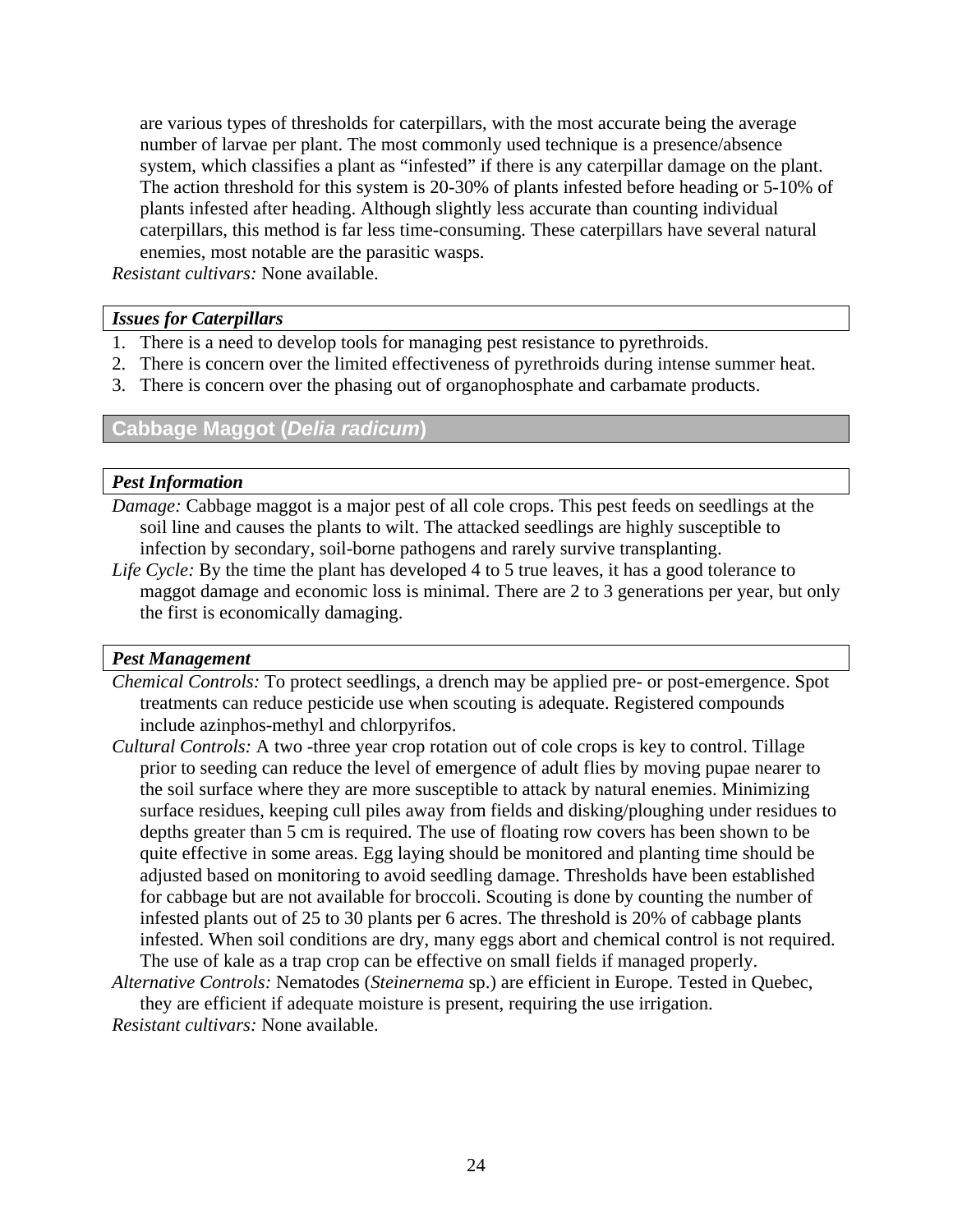are various types of thresholds for caterpillars, with the most accurate being the average number of larvae per plant. The most commonly used technique is a presence/absence system, which classifies a plant as "infested" if there is any caterpillar damage on the plant. The action threshold for this system is 20-30% of plants infested before heading or 5-10% of plants infested after heading. Although slightly less accurate than counting individual caterpillars, this method is far less time-consuming. These caterpillars have several natural enemies, most notable are the parasitic wasps.

*Resistant cultivars:* None available.

***Issues for Caterpillars***

1. There is a need to develop tools for managing pest resistance to pyrethroids.
2. There is concern over the limited effectiveness of pyrethroids during intense summer heat.
3. There is concern over the phasing out of organophosphate and carbamate products.

## Cabbage Maggot (*Delia radicum*)

***Pest Information***

*Damage:* Cabbage maggot is a major pest of all cole crops. This pest feeds on seedlings at the soil line and causes the plants to wilt. The attacked seedlings are highly susceptible to infection by secondary, soil-borne pathogens and rarely survive transplanting.

*Life Cycle:* By the time the plant has developed 4 to 5 true leaves, it has a good tolerance to maggot damage and economic loss is minimal. There are 2 to 3 generations per year, but only the first is economically damaging.

***Pest Management***

*Chemical Controls:* To protect seedlings, a drench may be applied pre- or post-emergence. Spot treatments can reduce pesticide use when scouting is adequate. Registered compounds include azinphos-methyl and chlorpyrifos.

*Cultural Controls:* A two -three year crop rotation out of cole crops is key to control. Tillage prior to seeding can reduce the level of emergence of adult flies by moving pupae nearer to the soil surface where they are more susceptible to attack by natural enemies. Minimizing surface residues, keeping cull piles away from fields and disking/ploughing under residues to depths greater than 5 cm is required. The use of floating row covers has been shown to be quite effective in some areas. Egg laying should be monitored and planting time should be adjusted based on monitoring to avoid seedling damage. Thresholds have been established for cabbage but are not available for broccoli. Scouting is done by counting the number of infested plants out of 25 to 30 plants per 6 acres. The threshold is 20% of cabbage plants infested. When soil conditions are dry, many eggs abort and chemical control is not required. The use of kale as a trap crop can be effective on small fields if managed properly.

*Alternative Controls:* Nematodes (*Steinernema* sp.) are efficient in Europe. Tested in Quebec, they are efficient if adequate moisture is present, requiring the use irrigation.

*Resistant cultivars:* None available.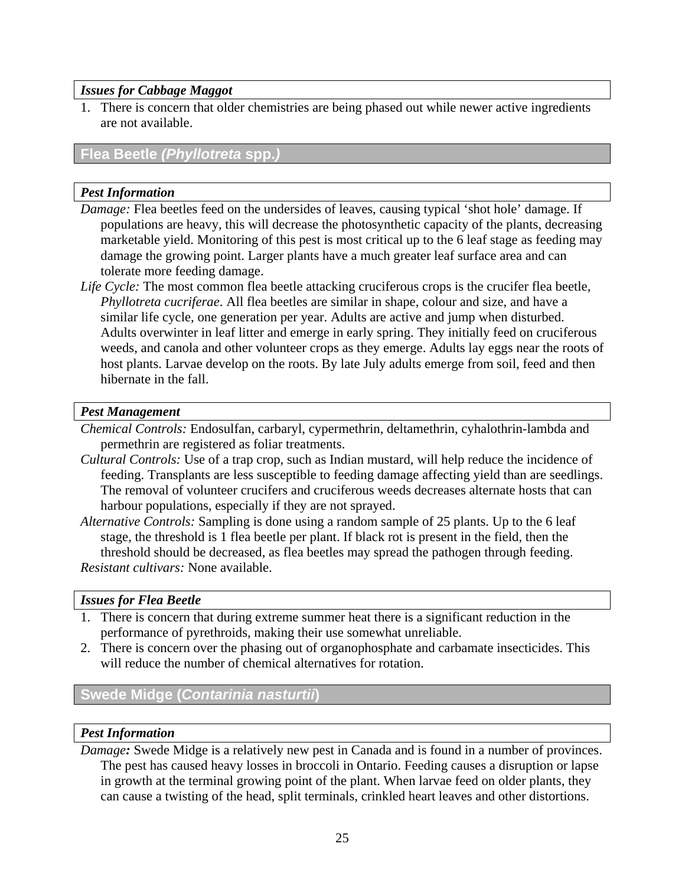#### *Issues for Cabbage Maggot*

1. There is concern that older chemistries are being phased out while newer active ingredients are not available.

## Flea Beetle *(Phyllotreta* spp.*)*

#### *Pest Information*

*Damage:* Flea beetles feed on the undersides of leaves, causing typical 'shot hole' damage. If populations are heavy, this will decrease the photosynthetic capacity of the plants, decreasing marketable yield. Monitoring of this pest is most critical up to the 6 leaf stage as feeding may damage the growing point. Larger plants have a much greater leaf surface area and can tolerate more feeding damage.

*Life Cycle:* The most common flea beetle attacking cruciferous crops is the crucifer flea beetle, *Phyllotreta cucriferae*. All flea beetles are similar in shape, colour and size, and have a similar life cycle, one generation per year. Adults are active and jump when disturbed. Adults overwinter in leaf litter and emerge in early spring. They initially feed on cruciferous weeds, and canola and other volunteer crops as they emerge. Adults lay eggs near the roots of host plants. Larvae develop on the roots. By late July adults emerge from soil, feed and then hibernate in the fall.

#### *Pest Management*

*Chemical Controls:* Endosulfan, carbaryl, cypermethrin, deltamethrin, cyhalothrin-lambda and permethrin are registered as foliar treatments.

*Cultural Controls:* Use of a trap crop, such as Indian mustard, will help reduce the incidence of feeding. Transplants are less susceptible to feeding damage affecting yield than are seedlings. The removal of volunteer crucifers and cruciferous weeds decreases alternate hosts that can harbour populations, especially if they are not sprayed.

*Alternative Controls:* Sampling is done using a random sample of 25 plants. Up to the 6 leaf stage, the threshold is 1 flea beetle per plant. If black rot is present in the field, then the threshold should be decreased, as flea beetles may spread the pathogen through feeding.

*Resistant cultivars:* None available.

#### *Issues for Flea Beetle*

1. There is concern that during extreme summer heat there is a significant reduction in the performance of pyrethroids, making their use somewhat unreliable.
2. There is concern over the phasing out of organophosphate and carbamate insecticides. This will reduce the number of chemical alternatives for rotation.

## Swede Midge (*Contarinia nasturtii*)

#### *Pest Information*

*Damage:* Swede Midge is a relatively new pest in Canada and is found in a number of provinces. The pest has caused heavy losses in broccoli in Ontario. Feeding causes a disruption or lapse in growth at the terminal growing point of the plant. When larvae feed on older plants, they can cause a twisting of the head, split terminals, crinkled heart leaves and other distortions.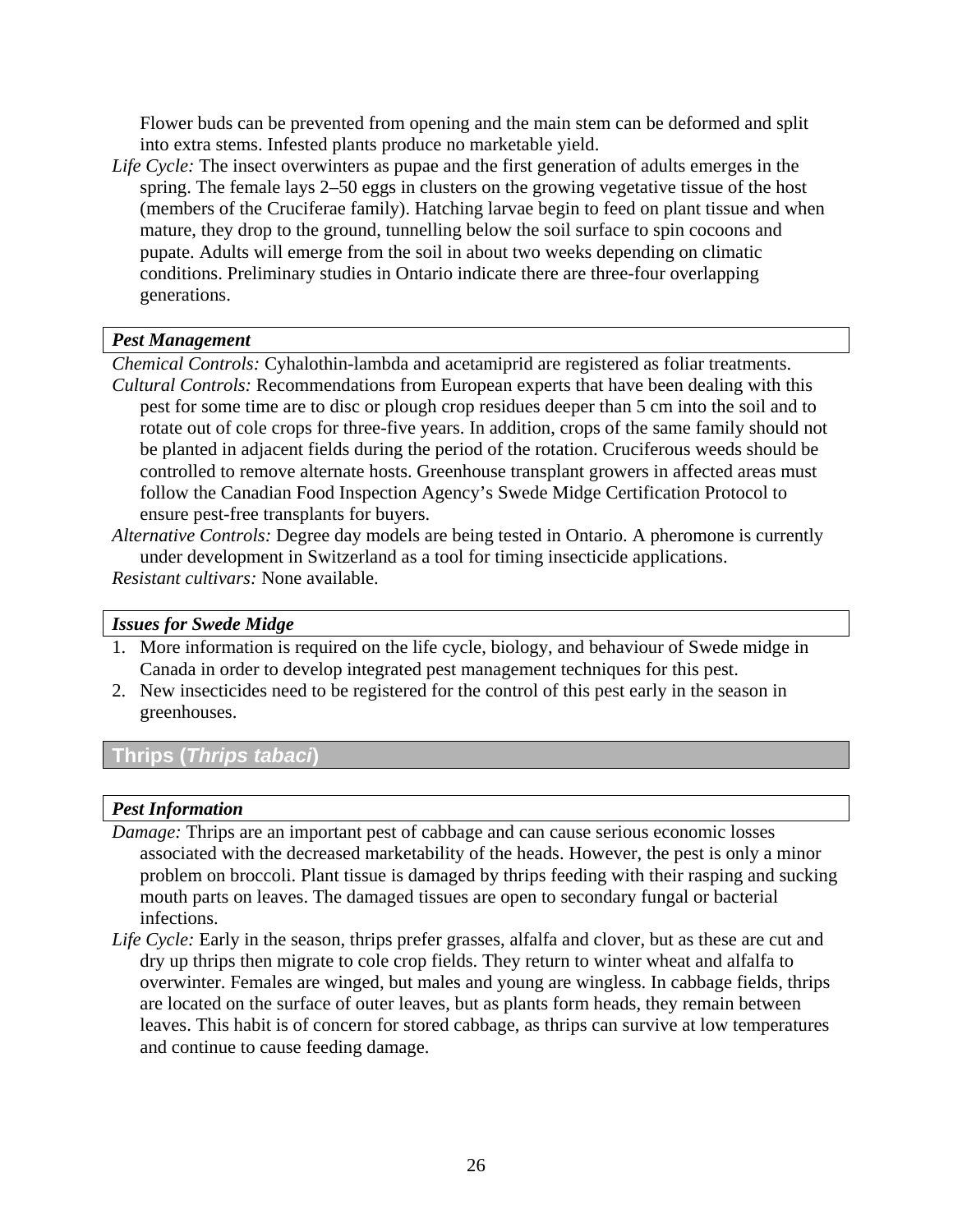Flower buds can be prevented from opening and the main stem can be deformed and split into extra stems. Infested plants produce no marketable yield.

*Life Cycle:* The insect overwinters as pupae and the first generation of adults emerges in the spring. The female lays 2–50 eggs in clusters on the growing vegetative tissue of the host (members of the Cruciferae family). Hatching larvae begin to feed on plant tissue and when mature, they drop to the ground, tunnelling below the soil surface to spin cocoons and pupate. Adults will emerge from the soil in about two weeks depending on climatic conditions. Preliminary studies in Ontario indicate there are three-four overlapping generations.

***Pest Management***

*Chemical Controls:* Cyhalothin-lambda and acetamiprid are registered as foliar treatments.

*Cultural Controls:* Recommendations from European experts that have been dealing with this pest for some time are to disc or plough crop residues deeper than 5 cm into the soil and to rotate out of cole crops for three-five years. In addition, crops of the same family should not be planted in adjacent fields during the period of the rotation. Cruciferous weeds should be controlled to remove alternate hosts. Greenhouse transplant growers in affected areas must follow the Canadian Food Inspection Agency's Swede Midge Certification Protocol to ensure pest-free transplants for buyers.

*Alternative Controls:* Degree day models are being tested in Ontario. A pheromone is currently under development in Switzerland as a tool for timing insecticide applications.

*Resistant cultivars:* None available.

***Issues for Swede Midge***

1. More information is required on the life cycle, biology, and behaviour of Swede midge in Canada in order to develop integrated pest management techniques for this pest.
2. New insecticides need to be registered for the control of this pest early in the season in greenhouses.

## Thrips (*Thrips tabaci*)

***Pest Information***

*Damage:* Thrips are an important pest of cabbage and can cause serious economic losses associated with the decreased marketability of the heads. However, the pest is only a minor problem on broccoli. Plant tissue is damaged by thrips feeding with their rasping and sucking mouth parts on leaves. The damaged tissues are open to secondary fungal or bacterial infections.

*Life Cycle:* Early in the season, thrips prefer grasses, alfalfa and clover, but as these are cut and dry up thrips then migrate to cole crop fields. They return to winter wheat and alfalfa to overwinter. Females are winged, but males and young are wingless. In cabbage fields, thrips are located on the surface of outer leaves, but as plants form heads, they remain between leaves. This habit is of concern for stored cabbage, as thrips can survive at low temperatures and continue to cause feeding damage.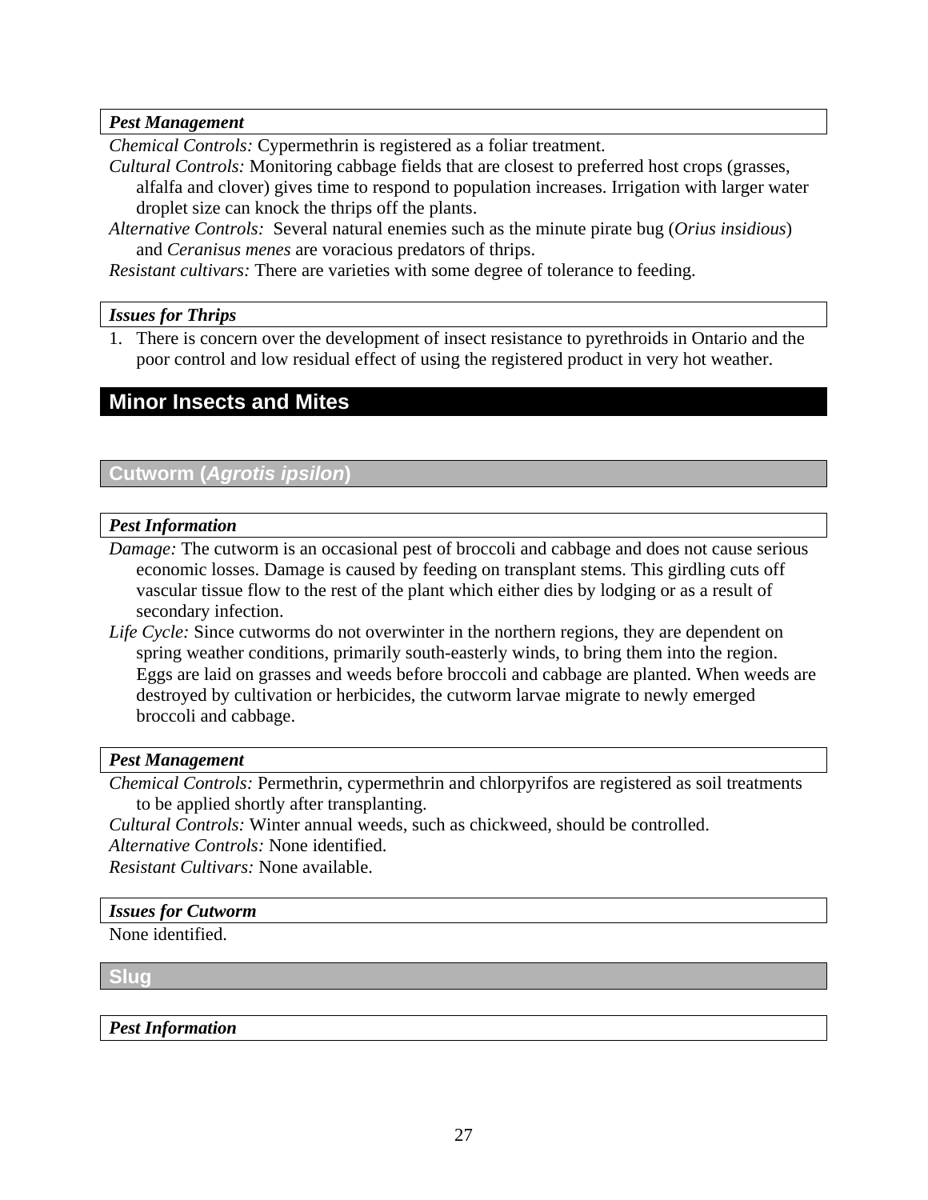#### *Pest Management*

*Chemical Controls:* Cypermethrin is registered as a foliar treatment.

*Cultural Controls:* Monitoring cabbage fields that are closest to preferred host crops (grasses, alfalfa and clover) gives time to respond to population increases. Irrigation with larger water droplet size can knock the thrips off the plants.

*Alternative Controls:* Several natural enemies such as the minute pirate bug (*Orius insidious*) and *Ceranisus menes* are voracious predators of thrips.

*Resistant cultivars:* There are varieties with some degree of tolerance to feeding.

#### *Issues for Thrips*

1. There is concern over the development of insect resistance to pyrethroids in Ontario and the poor control and low residual effect of using the registered product in very hot weather.

## Minor Insects and Mites

### Cutworm (*Agrotis ipsilon*)

#### *Pest Information*

*Damage:* The cutworm is an occasional pest of broccoli and cabbage and does not cause serious economic losses. Damage is caused by feeding on transplant stems. This girdling cuts off vascular tissue flow to the rest of the plant which either dies by lodging or as a result of secondary infection.

*Life Cycle:* Since cutworms do not overwinter in the northern regions, they are dependent on spring weather conditions, primarily south-easterly winds, to bring them into the region. Eggs are laid on grasses and weeds before broccoli and cabbage are planted. When weeds are destroyed by cultivation or herbicides, the cutworm larvae migrate to newly emerged broccoli and cabbage.

#### *Pest Management*

*Chemical Controls:* Permethrin, cypermethrin and chlorpyrifos are registered as soil treatments to be applied shortly after transplanting.

*Cultural Controls:* Winter annual weeds, such as chickweed, should be controlled.

*Alternative Controls:* None identified.

*Resistant Cultivars:* None available.

#### *Issues for Cutworm*

None identified.

### Slug

#### *Pest Information*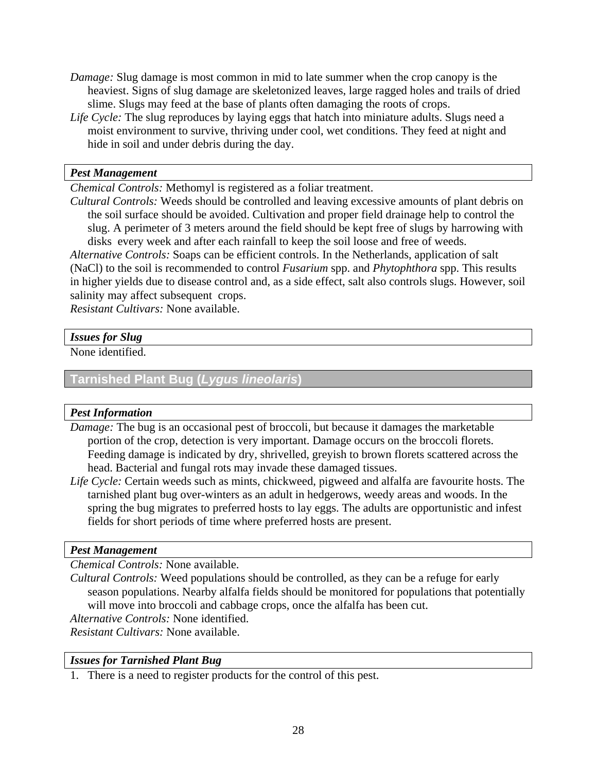*Damage:* Slug damage is most common in mid to late summer when the crop canopy is the heaviest. Signs of slug damage are skeletonized leaves, large ragged holes and trails of dried slime. Slugs may feed at the base of plants often damaging the roots of crops.

*Life Cycle:* The slug reproduces by laying eggs that hatch into miniature adults. Slugs need a moist environment to survive, thriving under cool, wet conditions. They feed at night and hide in soil and under debris during the day.

***Pest Management***

*Chemical Controls:* Methomyl is registered as a foliar treatment.

*Cultural Controls:* Weeds should be controlled and leaving excessive amounts of plant debris on the soil surface should be avoided. Cultivation and proper field drainage help to control the slug. A perimeter of 3 meters around the field should be kept free of slugs by harrowing with disks every week and after each rainfall to keep the soil loose and free of weeds.

*Alternative Controls:* Soaps can be efficient controls. In the Netherlands, application of salt (NaCl) to the soil is recommended to control *Fusarium* spp. and *Phytophthora* spp. This results in higher yields due to disease control and, as a side effect, salt also controls slugs. However, soil salinity may affect subsequent crops.

*Resistant Cultivars:* None available.

***Issues for Slug***

None identified.

## Tarnished Plant Bug (*Lygus lineolaris*)

***Pest Information***

*Damage:* The bug is an occasional pest of broccoli, but because it damages the marketable portion of the crop, detection is very important. Damage occurs on the broccoli florets. Feeding damage is indicated by dry, shrivelled, greyish to brown florets scattered across the head. Bacterial and fungal rots may invade these damaged tissues.

*Life Cycle:* Certain weeds such as mints, chickweed, pigweed and alfalfa are favourite hosts. The tarnished plant bug over-winters as an adult in hedgerows, weedy areas and woods. In the spring the bug migrates to preferred hosts to lay eggs. The adults are opportunistic and infest fields for short periods of time where preferred hosts are present.

***Pest Management***

*Chemical Controls:* None available.

*Cultural Controls:* Weed populations should be controlled, as they can be a refuge for early season populations. Nearby alfalfa fields should be monitored for populations that potentially will move into broccoli and cabbage crops, once the alfalfa has been cut.

*Alternative Controls:* None identified.

*Resistant Cultivars:* None available.

***Issues for Tarnished Plant Bug***

1. There is a need to register products for the control of this pest.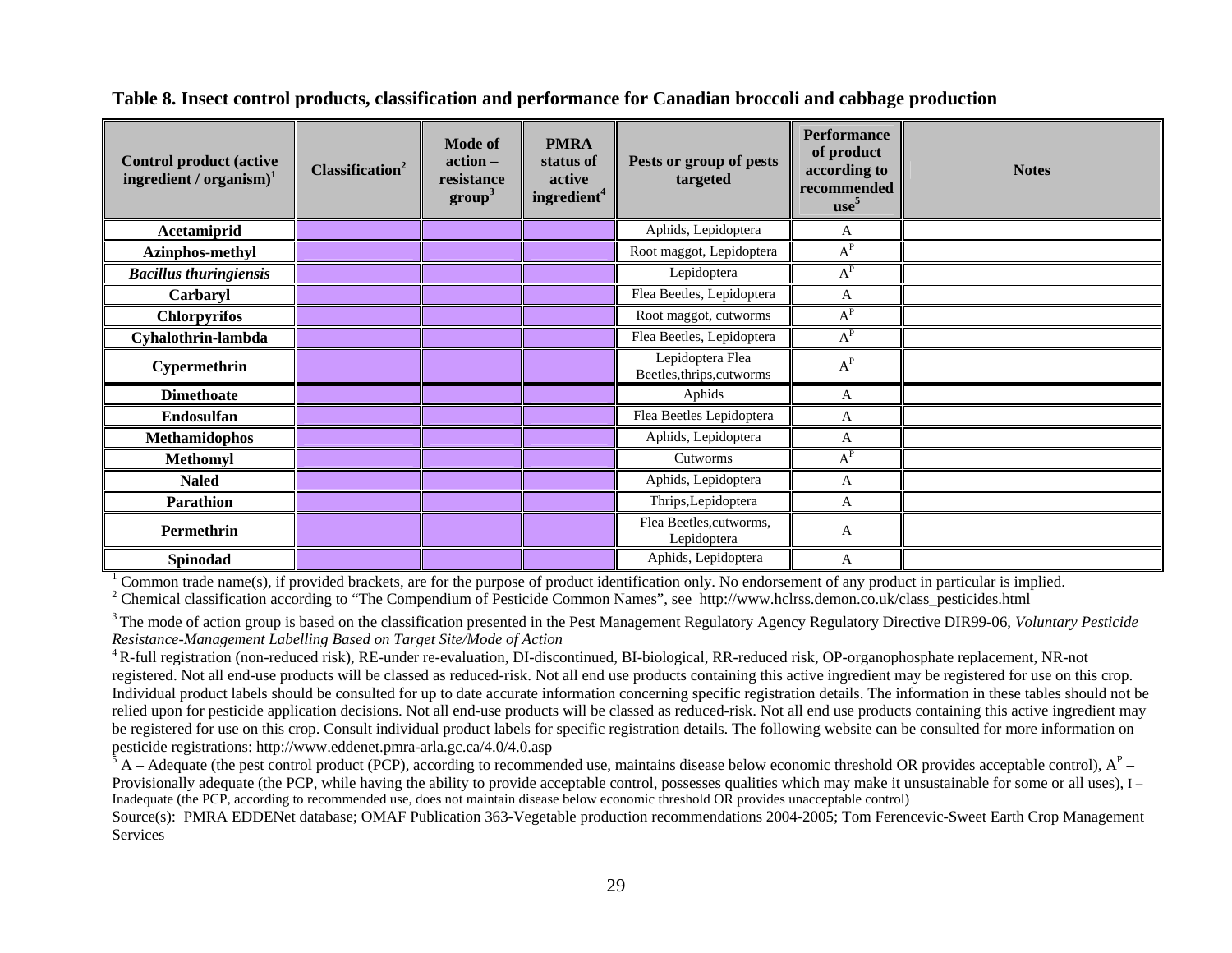**Table 8. Insect control products, classification and performance for Canadian broccoli and cabbage production**

| Control product (active ingredient / organism)[1] | Classification[2] | Mode of action – resistance group[3] | PMRA status of active ingredient[4] | Pests or group of pests targeted | Performance of product according to recommended use[5] | Notes |
|---|---|---|---|---|---|---|
| **Acetamiprid** | | | | Aphids, Lepidoptera | A | |
| **Azinphos-methyl** | | | | Root maggot, Lepidoptera | $A^P$ | |
| ***Bacillus thuringiensis*** | | | | Lepidoptera | $A^P$ | |
| **Carbaryl** | | | | Flea Beetles, Lepidoptera | A | |
| **Chlorpyrifos** | | | | Root maggot, cutworms | $A^P$ | |
| **Cyhalothrin-lambda** | | | | Flea Beetles, Lepidoptera | $A^P$ | |
| **Cypermethrin** | | | | Lepidoptera Flea Beetles,thrips,cutworms | $A^P$ | |
| **Dimethoate** | | | | Aphids | A | |
| **Endosulfan** | | | | Flea Beetles Lepidoptera | A | |
| **Methamidophos** | | | | Aphids, Lepidoptera | A | |
| **Methomyl** | | | | Cutworms | $A^P$ | |
| **Naled** | | | | Aphids, Lepidoptera | A | |
| **Parathion** | | | | Thrips,Lepidoptera | A | |
| **Permethrin** | | | | Flea Beetles,cutworms, Lepidoptera | A | |
| **Spinodad** | | | | Aphids, Lepidoptera | A | |

[1] Common trade name(s), if provided brackets, are for the purpose of product identification only. No endorsement of any product in particular is implied.
[2] Chemical classification according to "The Compendium of Pesticide Common Names", see http://www.hclrss.demon.co.uk/class_pesticides.html

[3] The mode of action group is based on the classification presented in the Pest Management Regulatory Agency Regulatory Directive DIR99-06, *Voluntary Pesticide Resistance-Management Labelling Based on Target Site/Mode of Action*
[4] R-full registration (non-reduced risk), RE-under re-evaluation, DI-discontinued, BI-biological, RR-reduced risk, OP-organophosphate replacement, NR-not registered. Not all end-use products will be classed as reduced-risk. Not all end use products containing this active ingredient may be registered for use on this crop. Individual product labels should be consulted for up to date accurate information concerning specific registration details. The information in these tables should not be relied upon for pesticide application decisions. Not all end-use products will be classed as reduced-risk. Not all end use products containing this active ingredient may be registered for use on this crop. Consult individual product labels for specific registration details. The following website can be consulted for more information on pesticide registrations: http://www.eddenet.pmra-arla.gc.ca/4.0/4.0.asp
[5] A – Adequate (the pest control product (PCP), according to recommended use, maintains disease below economic threshold OR provides acceptable control), $A^P$ – Provisionally adequate (the PCP, while having the ability to provide acceptable control, possesses qualities which may make it unsustainable for some or all uses), I – Inadequate (the PCP, according to recommended use, does not maintain disease below economic threshold OR provides unacceptable control)

Source(s): PMRA EDDENet database; OMAF Publication 363-Vegetable production recommendations 2004-2005; Tom Ferencevic-Sweet Earth Crop Management Services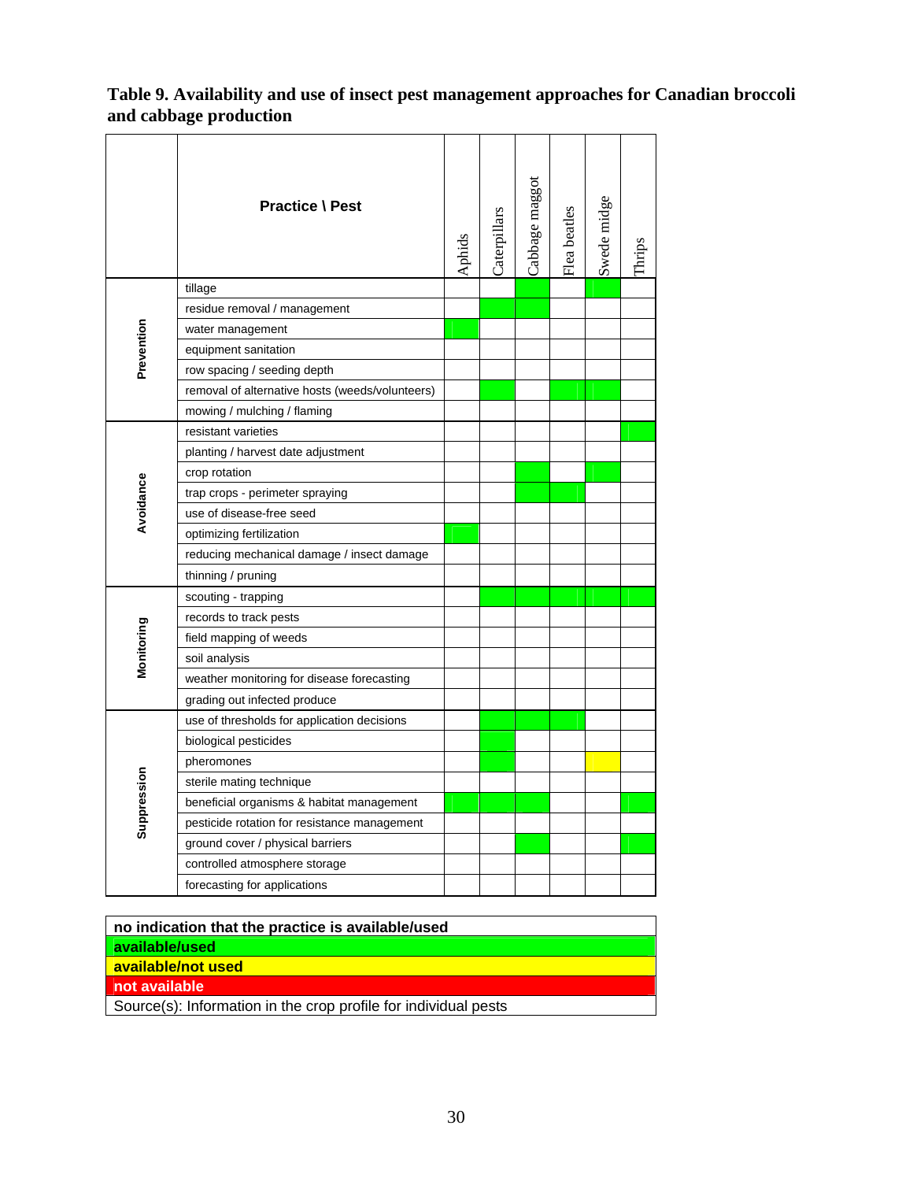**Table 9. Availability and use of insect pest management approaches for Canadian broccoli and cabbage production**

| | Practice \ Pest | Aphids | Caterpillars | Cabbage maggot | Flea beatles | Swede midge | Thrips |
|---|---|---|---|---|---|---|---|
| Prevention | tillage | | | available/used | | available/used | |
| | residue removal / management | | available/used | available/used | | | |
| | water management | available/used | | | | | |
| | equipment sanitation | | | | | | |
| | row spacing / seeding depth | | | | | | |
| | removal of alternative hosts (weeds/volunteers) | | available/used | | available/used | available/used | |
| | mowing / mulching / flaming | | | | | | |
| Avoidance | resistant varieties | | | | | | available/used |
| | planting / harvest date adjustment | | | | | | |
| | crop rotation | | | available/used | | available/used | |
| | trap crops - perimeter spraying | | | available/used | available/used | | |
| | use of disease-free seed | | | | | | |
| | optimizing fertilization | available/used | | | | | |
| | reducing mechanical damage / insect damage | | | | | | |
| | thinning / pruning | | | | | | |
| Monitoring | scouting - trapping | | available/used | available/used | available/used | available/used | available/used |
| | records to track pests | | | | | | |
| | field mapping of weeds | | | | | | |
| | soil analysis | | | | | | |
| | weather monitoring for disease forecasting | | | | | | |
| | grading out infected produce | | | | | | |
| Suppression | use of thresholds for application decisions | | available/used | available/used | available/used | | |
| | biological pesticides | | available/used | | | | |
| | pheromones | | available/used | | | available/not used | |
| | sterile mating technique | | | | | | |
| | beneficial organisms & habitat management | available/used | available/used | available/used | | | available/used |
| | pesticide rotation for resistance management | | | | | | |
| | ground cover / physical barriers | | | available/used | | | available/used |
| | controlled atmosphere storage | | | | | | |
| | forecasting for applications | | | | | | |

| Legend |
|---|
| no indication that the practice is available/used |
| available/used |
| available/not used |
| not available |
| Source(s): Information in the crop profile for individual pests |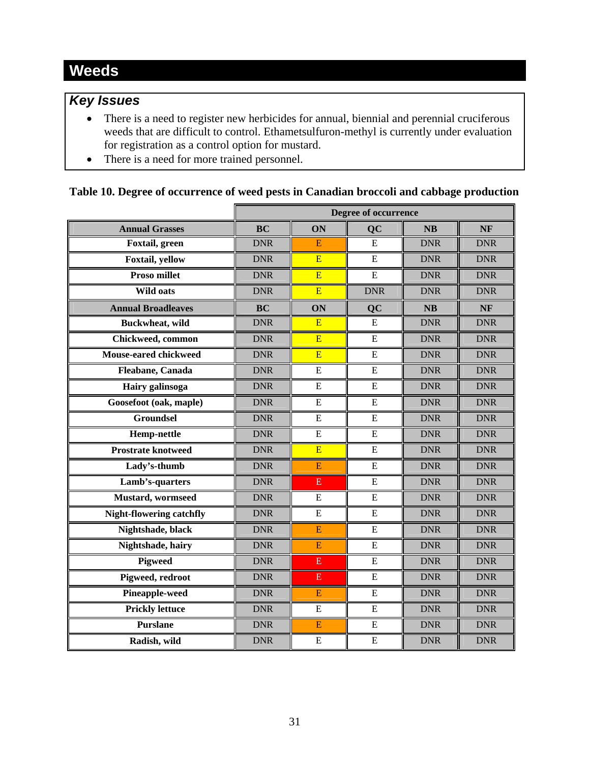# Weeds

### *Key Issues*

- There is a need to register new herbicides for annual, biennial and perennial cruciferous weeds that are difficult to control. Ethametsulfuron-methyl is currently under evaluation for registration as a control option for mustard.
- There is a need for more trained personnel.

**Table 10. Degree of occurrence of weed pests in Canadian broccoli and cabbage production**

| | Degree of occurrence | | | | |
|---|---|---|---|---|---|
| **Annual Grasses** | **BC** | **ON** | **QC** | **NB** | **NF** |
| **Foxtail, green** | DNR | E | E | DNR | DNR |
| **Foxtail, yellow** | DNR | E | E | DNR | DNR |
| **Proso millet** | DNR | E | E | DNR | DNR |
| **Wild oats** | DNR | E | DNR | DNR | DNR |
| **Annual Broadleaves** | **BC** | **ON** | **QC** | **NB** | **NF** |
| **Buckwheat, wild** | DNR | E | E | DNR | DNR |
| **Chickweed, common** | DNR | E | E | DNR | DNR |
| **Mouse-eared chickweed** | DNR | E | E | DNR | DNR |
| **Fleabane, Canada** | DNR | E | E | DNR | DNR |
| **Hairy galinsoga** | DNR | E | E | DNR | DNR |
| **Goosefoot (oak, maple)** | DNR | E | E | DNR | DNR |
| **Groundsel** | DNR | E | E | DNR | DNR |
| **Hemp-nettle** | DNR | E | E | DNR | DNR |
| **Prostrate knotweed** | DNR | E | E | DNR | DNR |
| **Lady's-thumb** | DNR | E | E | DNR | DNR |
| **Lamb's-quarters** | DNR | E | E | DNR | DNR |
| **Mustard, wormseed** | DNR | E | E | DNR | DNR |
| **Night-flowering catchfly** | DNR | E | E | DNR | DNR |
| **Nightshade, black** | DNR | E | E | DNR | DNR |
| **Nightshade, hairy** | DNR | E | E | DNR | DNR |
| **Pigweed** | DNR | E | E | DNR | DNR |
| **Pigweed, redroot** | DNR | E | E | DNR | DNR |
| **Pineapple-weed** | DNR | E | E | DNR | DNR |
| **Prickly lettuce** | DNR | E | E | DNR | DNR |
| **Purslane** | DNR | E | E | DNR | DNR |
| **Radish, wild** | DNR | E | E | DNR | DNR |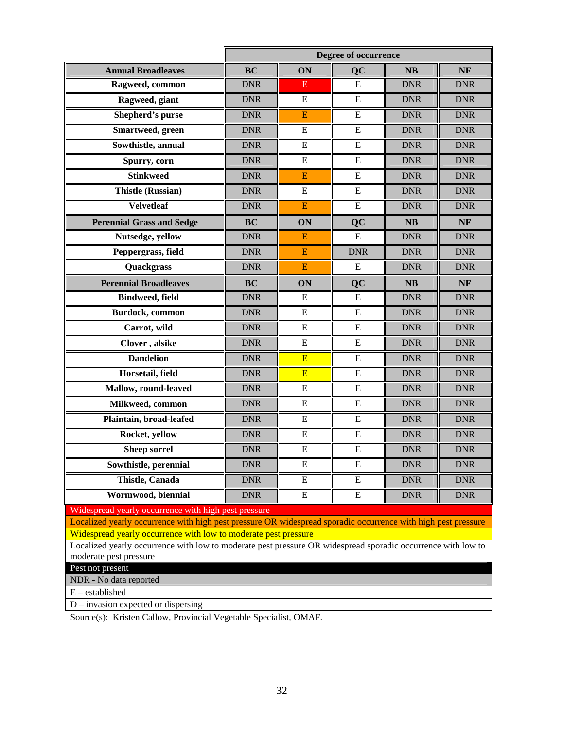| | Degree of occurrence | | | | |
|---|---|---|---|---|---|
| **Annual Broadleaves** | **BC** | **ON** | **QC** | **NB** | **NF** |
| **Ragweed, common** | DNR | E | E | DNR | DNR |
| **Ragweed, giant** | DNR | E | E | DNR | DNR |
| **Shepherd's purse** | DNR | E | E | DNR | DNR |
| **Smartweed, green** | DNR | E | E | DNR | DNR |
| **Sowthistle, annual** | DNR | E | E | DNR | DNR |
| **Spurry, corn** | DNR | E | E | DNR | DNR |
| **Stinkweed** | DNR | E | E | DNR | DNR |
| **Thistle (Russian)** | DNR | E | E | DNR | DNR |
| **Velvetleaf** | DNR | E | E | DNR | DNR |
| **Perennial Grass and Sedge** | **BC** | **ON** | **QC** | **NB** | **NF** |
| **Nutsedge, yellow** | DNR | E | E | DNR | DNR |
| **Peppergrass, field** | DNR | E | DNR | DNR | DNR |
| **Quackgrass** | DNR | E | E | DNR | DNR |
| **Perennial Broadleaves** | **BC** | **ON** | **QC** | **NB** | **NF** |
| **Bindweed, field** | DNR | E | E | DNR | DNR |
| **Burdock, common** | DNR | E | E | DNR | DNR |
| **Carrot, wild** | DNR | E | E | DNR | DNR |
| **Clover , alsike** | DNR | E | E | DNR | DNR |
| **Dandelion** | DNR | E | E | DNR | DNR |
| **Horsetail, field** | DNR | E | E | DNR | DNR |
| **Mallow, round-leaved** | DNR | E | E | DNR | DNR |
| **Milkweed, common** | DNR | E | E | DNR | DNR |
| **Plaintain, broad-leafed** | DNR | E | E | DNR | DNR |
| **Rocket, yellow** | DNR | E | E | DNR | DNR |
| **Sheep sorrel** | DNR | E | E | DNR | DNR |
| **Sowthistle, perennial** | DNR | E | E | DNR | DNR |
| **Thistle, Canada** | DNR | E | E | DNR | DNR |
| **Wormwood, biennial** | DNR | E | E | DNR | DNR |

Widespread yearly occurrence with high pest pressure

Localized yearly occurrence with high pest pressure OR widespread sporadic occurrence with high pest pressure

Widespread yearly occurrence with low to moderate pest pressure

Localized yearly occurrence with low to moderate pest pressure OR widespread sporadic occurrence with low to moderate pest pressure

Pest not present

NDR - No data reported

E – established

D – invasion expected or dispersing

Source(s): Kristen Callow, Provincial Vegetable Specialist, OMAF.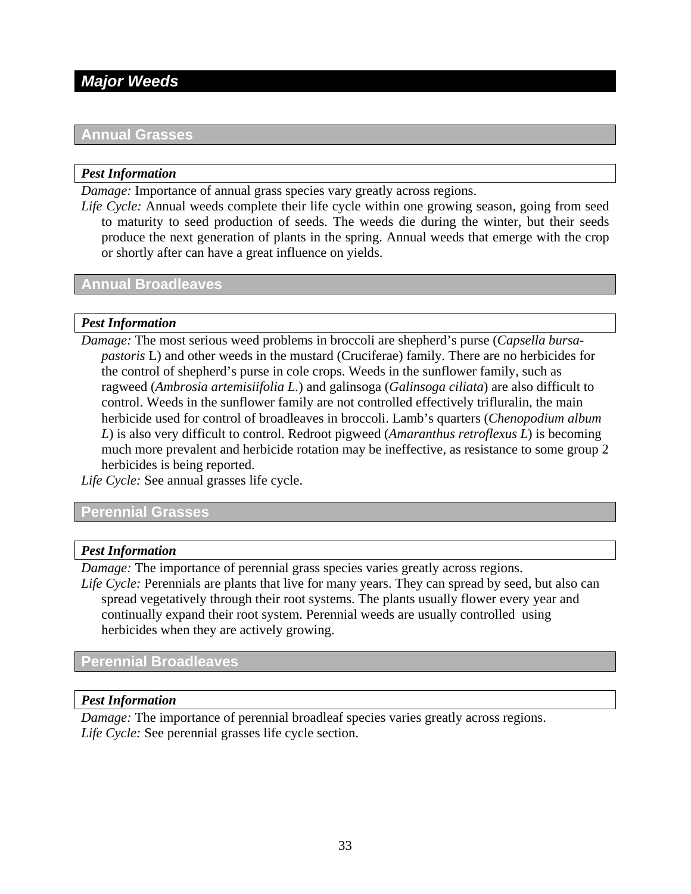## Major Weeds

### Annual Grasses

***Pest Information***

*Damage:* Importance of annual grass species vary greatly across regions.

*Life Cycle:* Annual weeds complete their life cycle within one growing season, going from seed to maturity to seed production of seeds. The weeds die during the winter, but their seeds produce the next generation of plants in the spring. Annual weeds that emerge with the crop or shortly after can have a great influence on yields.

### Annual Broadleaves

***Pest Information***

*Damage:* The most serious weed problems in broccoli are shepherd's purse (*Capsella bursa-pastoris* L) and other weeds in the mustard (Cruciferae) family. There are no herbicides for the control of shepherd's purse in cole crops. Weeds in the sunflower family, such as ragweed (*Ambrosia artemisiifolia L.*) and galinsoga (*Galinsoga ciliata*) are also difficult to control. Weeds in the sunflower family are not controlled effectively trifluralin, the main herbicide used for control of broadleaves in broccoli. Lamb's quarters (*Chenopodium album L*) is also very difficult to control. Redroot pigweed (*Amaranthus retroflexus L*) is becoming much more prevalent and herbicide rotation may be ineffective, as resistance to some group 2 herbicides is being reported.

*Life Cycle:* See annual grasses life cycle.

### Perennial Grasses

***Pest Information***

*Damage:* The importance of perennial grass species varies greatly across regions.

*Life Cycle:* Perennials are plants that live for many years. They can spread by seed, but also can spread vegetatively through their root systems. The plants usually flower every year and continually expand their root system. Perennial weeds are usually controlled using herbicides when they are actively growing.

### Perennial Broadleaves

***Pest Information***

*Damage:* The importance of perennial broadleaf species varies greatly across regions.

*Life Cycle:* See perennial grasses life cycle section.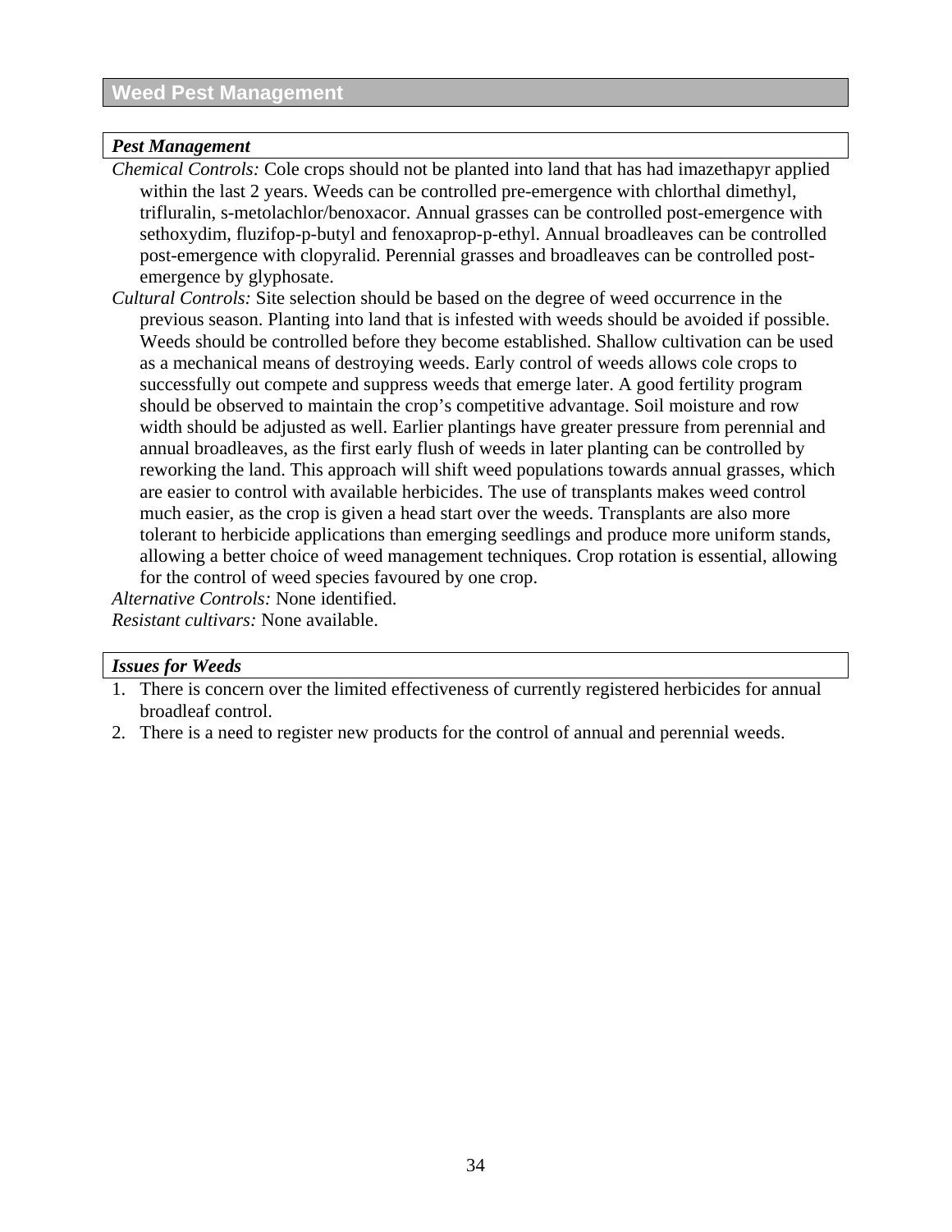## Weed Pest Management

### *Pest Management*

*Chemical Controls:* Cole crops should not be planted into land that has had imazethapyr applied within the last 2 years. Weeds can be controlled pre-emergence with chlorthal dimethyl, trifluralin, s-metolachlor/benoxacor. Annual grasses can be controlled post-emergence with sethoxydim, fluzifop-p-butyl and fenoxaprop-p-ethyl. Annual broadleaves can be controlled post-emergence with clopyralid. Perennial grasses and broadleaves can be controlled post-emergence by glyphosate.

*Cultural Controls:* Site selection should be based on the degree of weed occurrence in the previous season. Planting into land that is infested with weeds should be avoided if possible. Weeds should be controlled before they become established. Shallow cultivation can be used as a mechanical means of destroying weeds. Early control of weeds allows cole crops to successfully out compete and suppress weeds that emerge later. A good fertility program should be observed to maintain the crop's competitive advantage. Soil moisture and row width should be adjusted as well. Earlier plantings have greater pressure from perennial and annual broadleaves, as the first early flush of weeds in later planting can be controlled by reworking the land. This approach will shift weed populations towards annual grasses, which are easier to control with available herbicides. The use of transplants makes weed control much easier, as the crop is given a head start over the weeds. Transplants are also more tolerant to herbicide applications than emerging seedlings and produce more uniform stands, allowing a better choice of weed management techniques. Crop rotation is essential, allowing for the control of weed species favoured by one crop.

*Alternative Controls:* None identified.

*Resistant cultivars:* None available.

### *Issues for Weeds*

1. There is concern over the limited effectiveness of currently registered herbicides for annual broadleaf control.
2. There is a need to register new products for the control of annual and perennial weeds.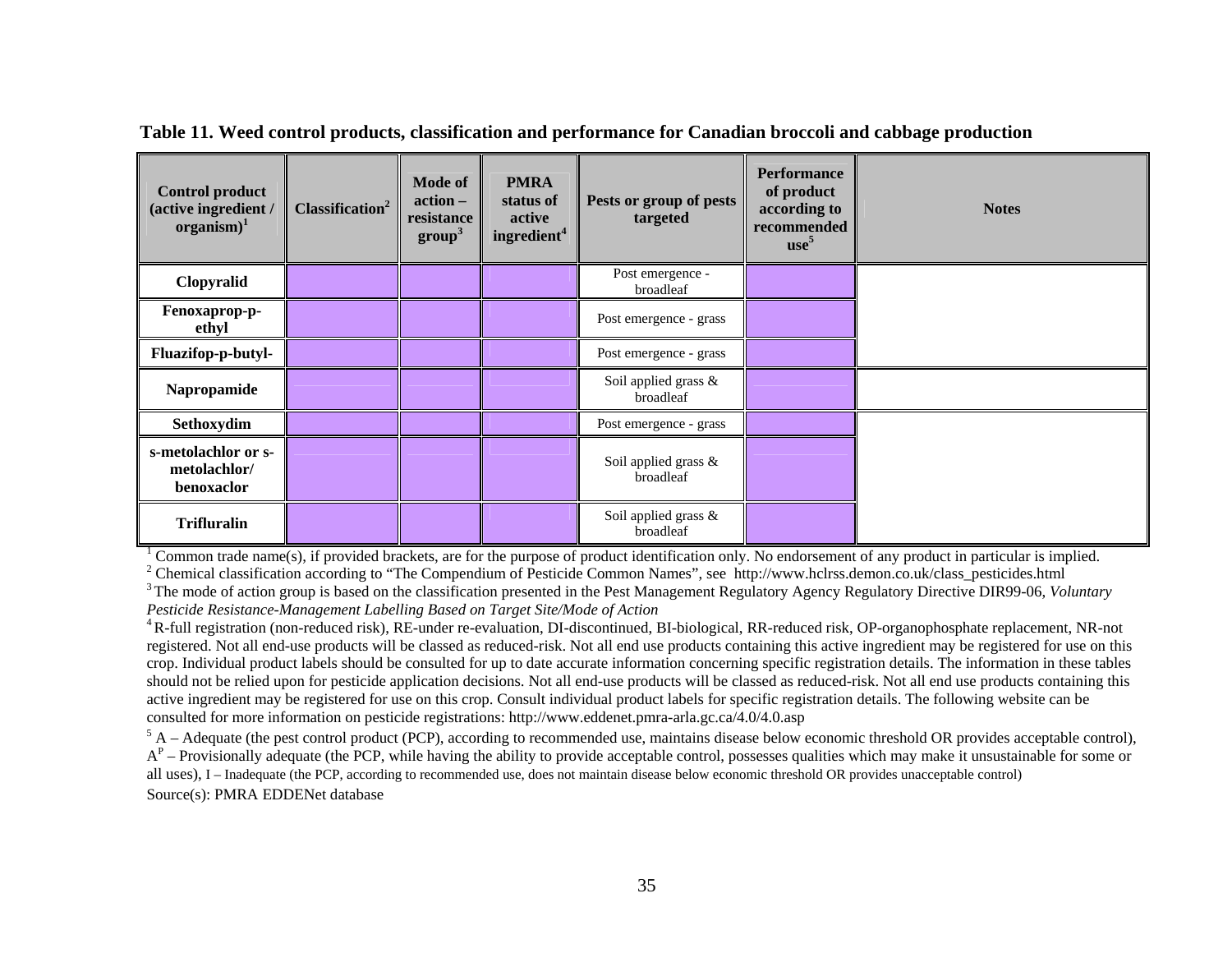**Table 11. Weed control products, classification and performance for Canadian broccoli and cabbage production**

| Control product (active ingredient / organism)[1] | Classification[2] | Mode of action – resistance group[3] | PMRA status of active ingredient[4] | Pests or group of pests targeted | Performance of product according to recommended use[5] | Notes |
|---|---|---|---|---|---|---|
| **Clopyralid** | | | | Post emergence - broadleaf | | |
| **Fenoxaprop-p-ethyl** | | | | Post emergence - grass | | |
| **Fluazifop-p-butyl-** | | | | Post emergence - grass | | |
| **Napropamide** | | | | Soil applied grass & broadleaf | | |
| **Sethoxydim** | | | | Post emergence - grass | | |
| **s-metolachlor or s-metolachlor/ benoxaclor** | | | | Soil applied grass & broadleaf | | |
| **Trifluralin** | | | | Soil applied grass & broadleaf | | |

[1] Common trade name(s), if provided brackets, are for the purpose of product identification only. No endorsement of any product in particular is implied.

[2] Chemical classification according to "The Compendium of Pesticide Common Names", see http://www.hclrss.demon.co.uk/class_pesticides.html

[3] The mode of action group is based on the classification presented in the Pest Management Regulatory Agency Regulatory Directive DIR99-06, *Voluntary Pesticide Resistance-Management Labelling Based on Target Site/Mode of Action*

[4] R-full registration (non-reduced risk), RE-under re-evaluation, DI-discontinued, BI-biological, RR-reduced risk, OP-organophosphate replacement, NR-not registered. Not all end-use products will be classed as reduced-risk. Not all end use products containing this active ingredient may be registered for use on this crop. Individual product labels should be consulted for up to date accurate information concerning specific registration details. The information in these tables should not be relied upon for pesticide application decisions. Not all end-use products will be classed as reduced-risk. Not all end use products containing this active ingredient may be registered for use on this crop. Consult individual product labels for specific registration details. The following website can be consulted for more information on pesticide registrations: http://www.eddenet.pmra-arla.gc.ca/4.0/4.0.asp

[5] A – Adequate (the pest control product (PCP), according to recommended use, maintains disease below economic threshold OR provides acceptable control), $A^P$ – Provisionally adequate (the PCP, while having the ability to provide acceptable control, possesses qualities which may make it unsustainable for some or all uses), I – Inadequate (the PCP, according to recommended use, does not maintain disease below economic threshold OR provides unacceptable control)

Source(s): PMRA EDDENet database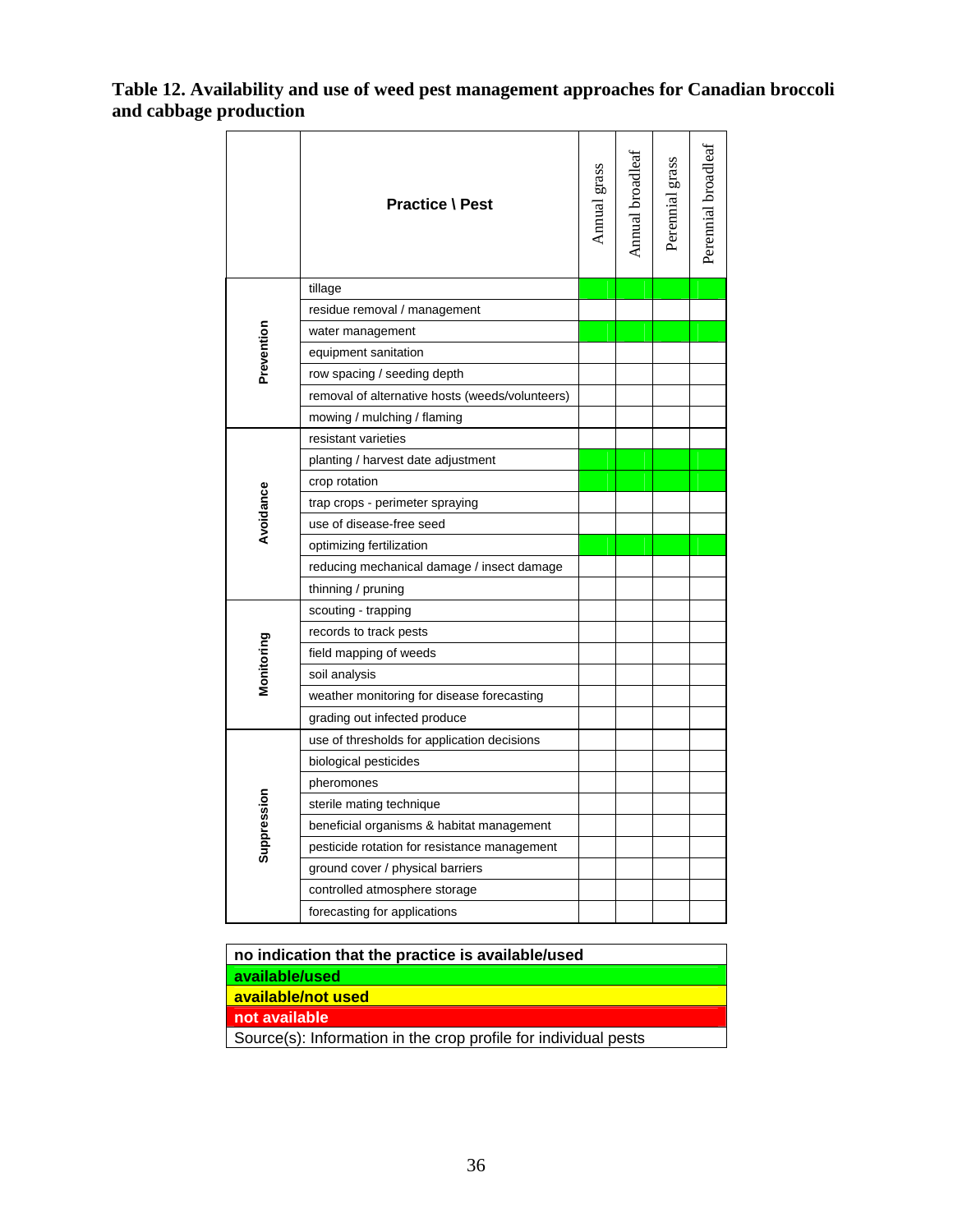**Table 12. Availability and use of weed pest management approaches for Canadian broccoli and cabbage production**

| | Practice \ Pest | Annual grass | Annual broadleaf | Perennial grass | Perennial broadleaf |
|---|---|---|---|---|---|
| Prevention | tillage | available/used | available/used | available/used | available/used |
| | residue removal / management | | | | |
| | water management | available/used | available/used | available/used | available/used |
| | equipment sanitation | | | | |
| | row spacing / seeding depth | | | | |
| | removal of alternative hosts (weeds/volunteers) | | | | |
| | mowing / mulching / flaming | | | | |
| Avoidance | resistant varieties | | | | |
| | planting / harvest date adjustment | available/used | available/used | available/used | available/used |
| | crop rotation | available/used | available/used | available/used | available/used |
| | trap crops - perimeter spraying | | | | |
| | use of disease-free seed | | | | |
| | optimizing fertilization | available/used | available/used | available/used | available/used |
| | reducing mechanical damage / insect damage | | | | |
| | thinning / pruning | | | | |
| Monitoring | scouting - trapping | | | | |
| | records to track pests | | | | |
| | field mapping of weeds | | | | |
| | soil analysis | | | | |
| | weather monitoring for disease forecasting | | | | |
| | grading out infected produce | | | | |
| Suppression | use of thresholds for application decisions | | | | |
| | biological pesticides | | | | |
| | pheromones | | | | |
| | sterile mating technique | | | | |
| | beneficial organisms & habitat management | | | | |
| | pesticide rotation for resistance management | | | | |
| | ground cover / physical barriers | | | | |
| | controlled atmosphere storage | | | | |
| | forecasting for applications | | | | |

| Legend |
|---|
| no indication that the practice is available/used |
| available/used |
| available/not used |
| not available |
| Source(s): Information in the crop profile for individual pests |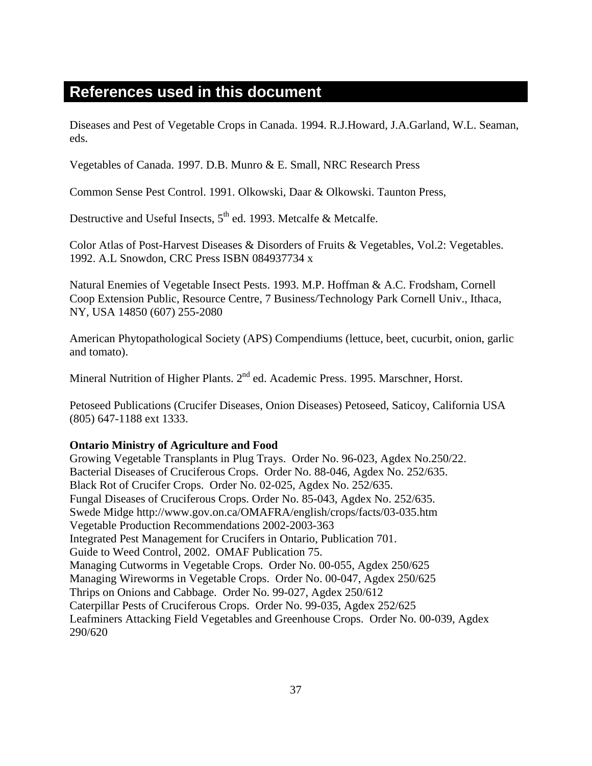## References used in this document

Diseases and Pest of Vegetable Crops in Canada. 1994. R.J.Howard, J.A.Garland, W.L. Seaman, eds.

Vegetables of Canada. 1997. D.B. Munro & E. Small, NRC Research Press

Common Sense Pest Control. 1991. Olkowski, Daar & Olkowski. Taunton Press,

Destructive and Useful Insects, 5th ed. 1993. Metcalfe & Metcalfe.

Color Atlas of Post-Harvest Diseases & Disorders of Fruits & Vegetables, Vol.2: Vegetables. 1992. A.L Snowdon, CRC Press ISBN 084937734 x

Natural Enemies of Vegetable Insect Pests. 1993. M.P. Hoffman & A.C. Frodsham, Cornell Coop Extension Public, Resource Centre, 7 Business/Technology Park Cornell Univ., Ithaca, NY, USA 14850 (607) 255-2080

American Phytopathological Society (APS) Compendiums (lettuce, beet, cucurbit, onion, garlic and tomato).

Mineral Nutrition of Higher Plants. 2nd ed. Academic Press. 1995. Marschner, Horst.

Petoseed Publications (Crucifer Diseases, Onion Diseases) Petoseed, Saticoy, California USA (805) 647-1188 ext 1333.

**Ontario Ministry of Agriculture and Food**

Growing Vegetable Transplants in Plug Trays. Order No. 96-023, Agdex No.250/22.
Bacterial Diseases of Cruciferous Crops. Order No. 88-046, Agdex No. 252/635.
Black Rot of Crucifer Crops. Order No. 02-025, Agdex No. 252/635.
Fungal Diseases of Cruciferous Crops. Order No. 85-043, Agdex No. 252/635.
Swede Midge http://www.gov.on.ca/OMAFRA/english/crops/facts/03-035.htm
Vegetable Production Recommendations 2002-2003-363
Integrated Pest Management for Crucifers in Ontario, Publication 701.
Guide to Weed Control, 2002. OMAF Publication 75.
Managing Cutworms in Vegetable Crops. Order No. 00-055, Agdex 250/625
Managing Wireworms in Vegetable Crops. Order No. 00-047, Agdex 250/625
Thrips on Onions and Cabbage. Order No. 99-027, Agdex 250/612
Caterpillar Pests of Cruciferous Crops. Order No. 99-035, Agdex 252/625
Leafminers Attacking Field Vegetables and Greenhouse Crops. Order No. 00-039, Agdex 290/620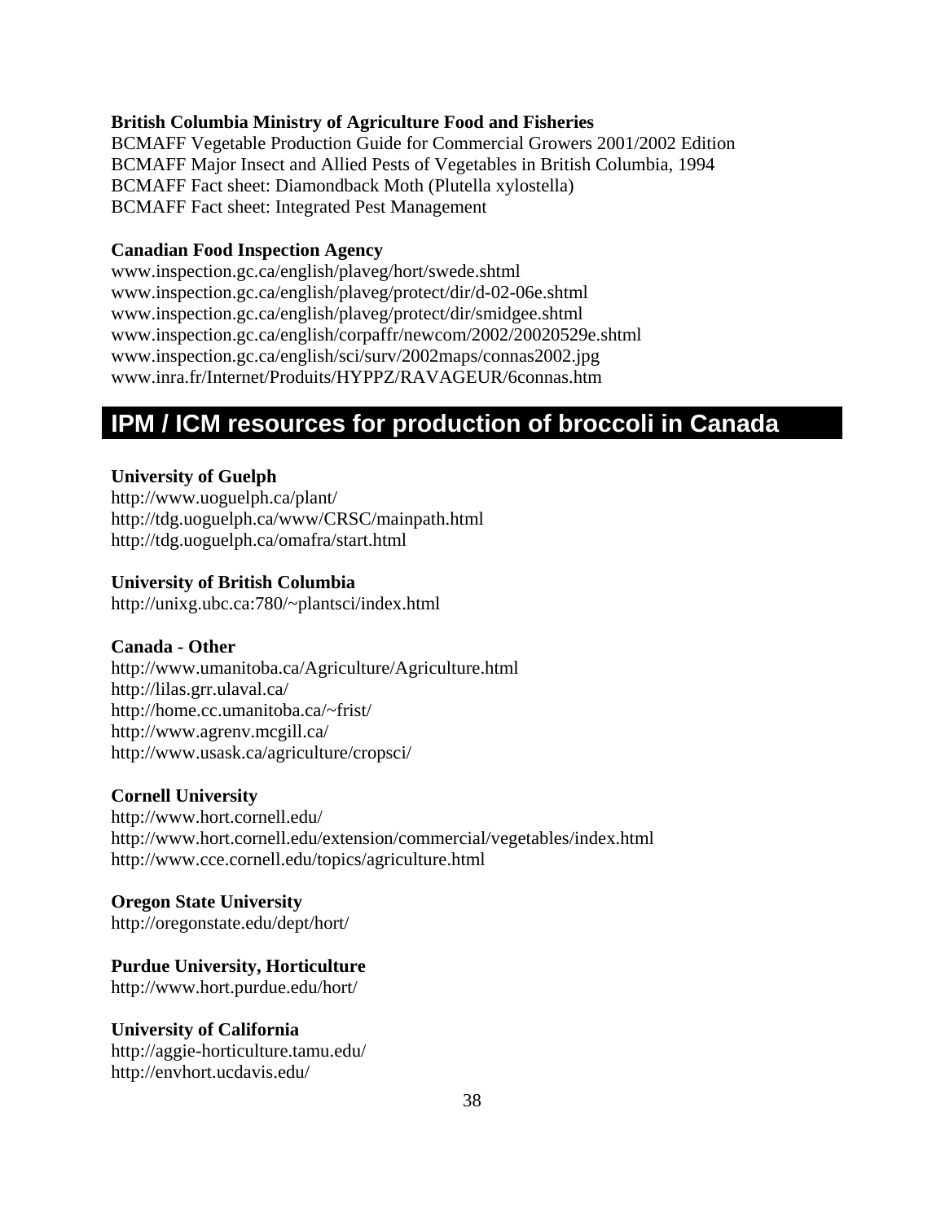**British Columbia Ministry of Agriculture Food and Fisheries**

BCMAFF Vegetable Production Guide for Commercial Growers 2001/2002 Edition
BCMAFF Major Insect and Allied Pests of Vegetables in British Columbia, 1994
BCMAFF Fact sheet: Diamondback Moth (Plutella xylostella)
BCMAFF Fact sheet: Integrated Pest Management

**Canadian Food Inspection Agency**

www.inspection.gc.ca/english/plaveg/hort/swede.shtml
www.inspection.gc.ca/english/plaveg/protect/dir/d-02-06e.shtml
www.inspection.gc.ca/english/plaveg/protect/dir/smidgee.shtml
www.inspection.gc.ca/english/corpaffr/newcom/2002/20020529e.shtml
www.inspection.gc.ca/english/sci/surv/2002maps/connas2002.jpg
www.inra.fr/Internet/Produits/HYPPZ/RAVAGEUR/6connas.htm

## IPM / ICM resources for production of broccoli in Canada

**University of Guelph**

http://www.uoguelph.ca/plant/
http://tdg.uoguelph.ca/www/CRSC/mainpath.html
http://tdg.uoguelph.ca/omafra/start.html

**University of British Columbia**

http://unixg.ubc.ca:780/~plantsci/index.html

**Canada - Other**

http://www.umanitoba.ca/Agriculture/Agriculture.html
http://lilas.grr.ulaval.ca/
http://home.cc.umanitoba.ca/~frist/
http://www.agrenv.mcgill.ca/
http://www.usask.ca/agriculture/cropsci/

**Cornell University**

http://www.hort.cornell.edu/
http://www.hort.cornell.edu/extension/commercial/vegetables/index.html
http://www.cce.cornell.edu/topics/agriculture.html

**Oregon State University**

http://oregonstate.edu/dept/hort/

**Purdue University, Horticulture**

http://www.hort.purdue.edu/hort/

**University of California**

http://aggie-horticulture.tamu.edu/
http://envhort.ucdavis.edu/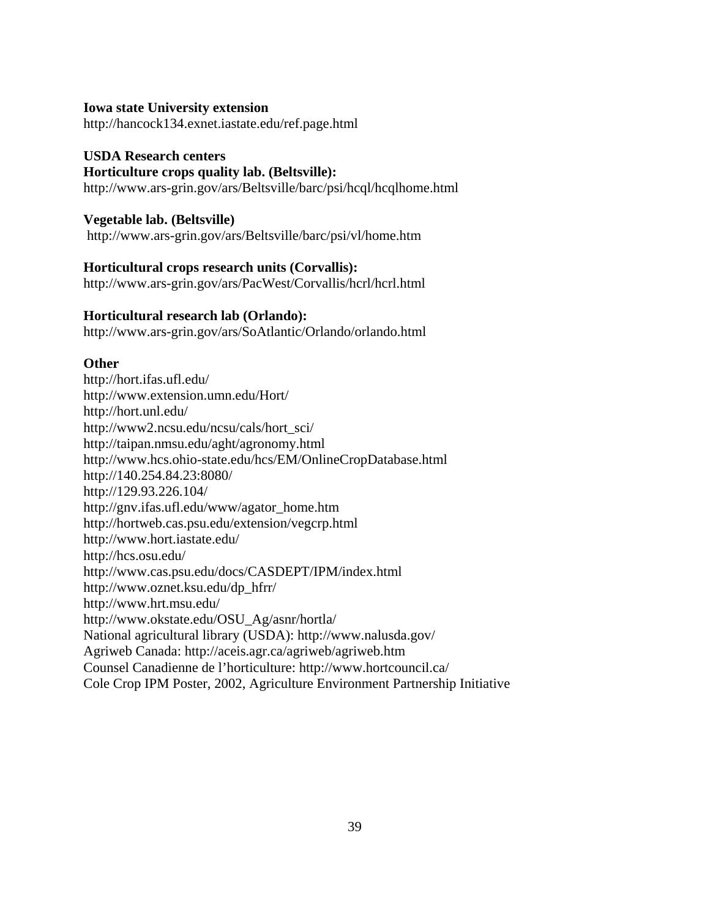**Iowa state University extension**
http://hancock134.exnet.iastate.edu/ref.page.html

**USDA Research centers**
**Horticulture crops quality lab. (Beltsville):**
http://www.ars-grin.gov/ars/Beltsville/barc/psi/hcql/hcqlhome.html

**Vegetable lab. (Beltsville)**
http://www.ars-grin.gov/ars/Beltsville/barc/psi/vl/home.htm

**Horticultural crops research units (Corvallis):**
http://www.ars-grin.gov/ars/PacWest/Corvallis/hcrl/hcrl.html

**Horticultural research lab (Orlando):**
http://www.ars-grin.gov/ars/SoAtlantic/Orlando/orlando.html

**Other**
http://hort.ifas.ufl.edu/
http://www.extension.umn.edu/Hort/
http://hort.unl.edu/
http://www2.ncsu.edu/ncsu/cals/hort_sci/
http://taipan.nmsu.edu/aght/agronomy.html
http://www.hcs.ohio-state.edu/hcs/EM/OnlineCropDatabase.html
http://140.254.84.23:8080/
http://129.93.226.104/
http://gnv.ifas.ufl.edu/www/agator_home.htm
http://hortweb.cas.psu.edu/extension/vegcrp.html
http://www.hort.iastate.edu/
http://hcs.osu.edu/
http://www.cas.psu.edu/docs/CASDEPT/IPM/index.html
http://www.oznet.ksu.edu/dp_hfrr/
http://www.hrt.msu.edu/
http://www.okstate.edu/OSU_Ag/asnr/hortla/
National agricultural library (USDA): http://www.nalusda.gov/
Agriweb Canada: http://aceis.agr.ca/agriweb/agriweb.htm
Counsel Canadienne de l'horticulture: http://www.hortcouncil.ca/
Cole Crop IPM Poster, 2002, Agriculture Environment Partnership Initiative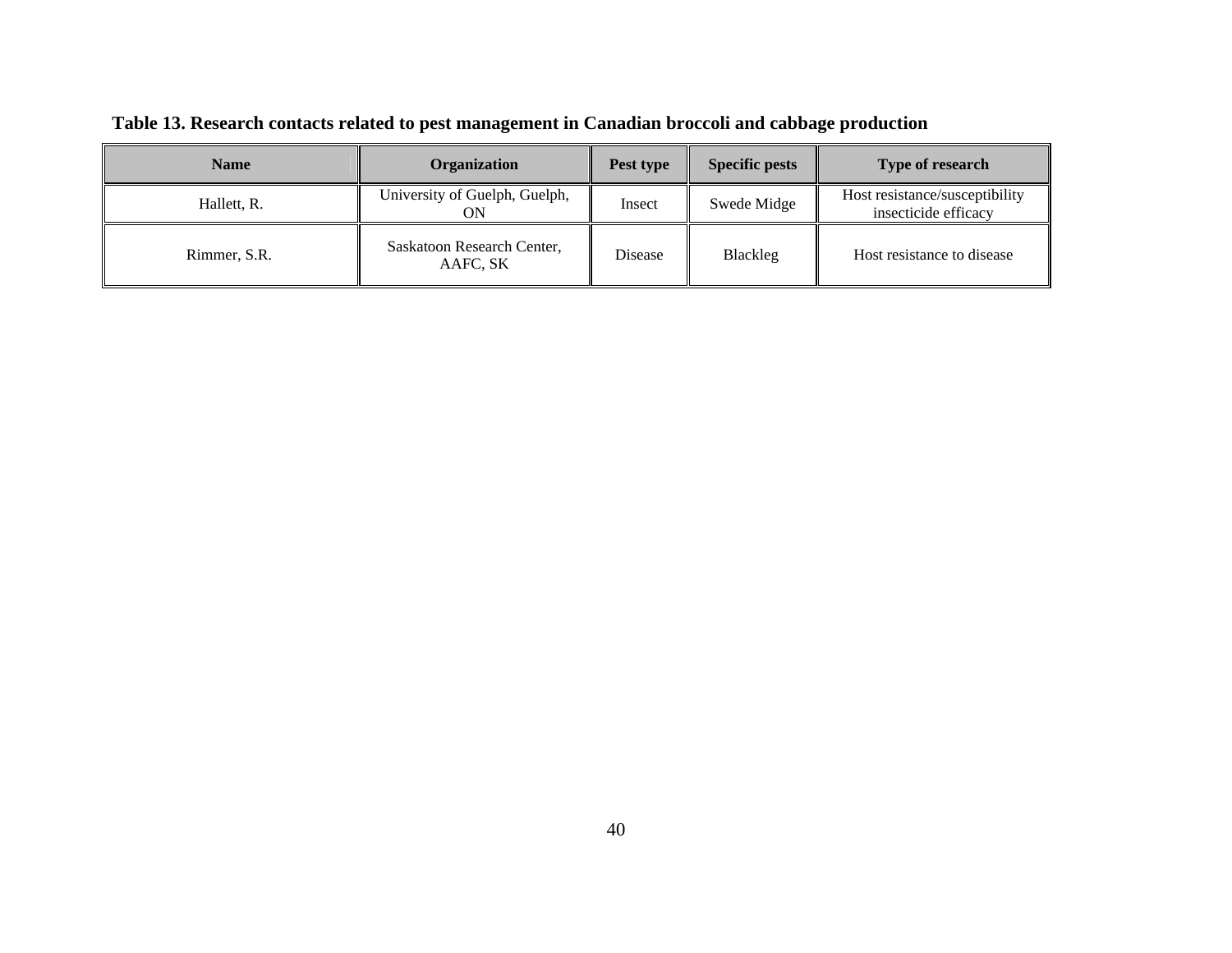**Table 13. Research contacts related to pest management in Canadian broccoli and cabbage production**

| Name | Organization | Pest type | Specific pests | Type of research |
|---|---|---|---|---|
| Hallett, R. | University of Guelph, Guelph, ON | Insect | Swede Midge | Host resistance/susceptibility insecticide efficacy |
| Rimmer, S.R. | Saskatoon Research Center, AAFC, SK | Disease | Blackleg | Host resistance to disease |